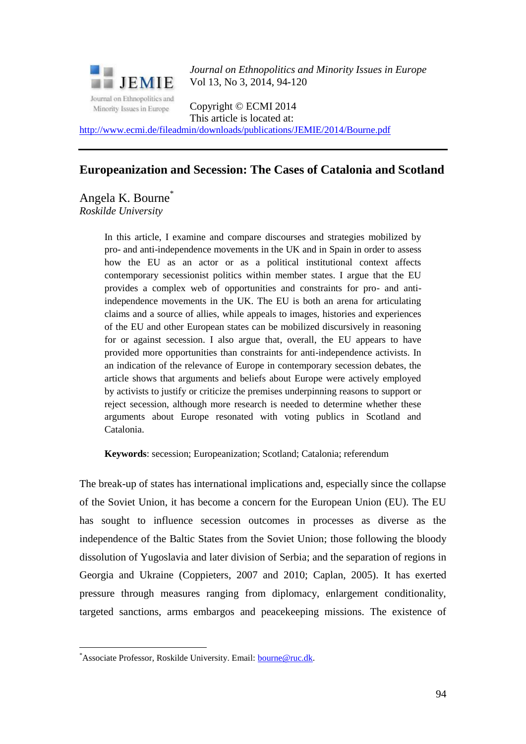*Journal on Ethnopolitics and Minority Issues in Europe*
Vol 13, No 3, 2014, 94-120

Copyright © ECMI 2014
This article is located at:
http://www.ecmi.de/fileadmin/downloads/publications/JEMIE/2014/Bourne.pdf

---

# Europeanization and Secession: The Cases of Catalonia and Scotland

Angela K. Bourne*
*Roskilde University*

> In this article, I examine and compare discourses and strategies mobilized by pro- and anti-independence movements in the UK and in Spain in order to assess how the EU as an actor or as a political institutional context affects contemporary secessionist politics within member states. I argue that the EU provides a complex web of opportunities and constraints for pro- and anti-independence movements in the UK. The EU is both an arena for articulating claims and a source of allies, while appeals to images, histories and experiences of the EU and other European states can be mobilized discursively in reasoning for or against secession. I also argue that, overall, the EU appears to have provided more opportunities than constraints for anti-independence activists. In an indication of the relevance of Europe in contemporary secession debates, the article shows that arguments and beliefs about Europe were actively employed by activists to justify or criticize the premises underpinning reasons to support or reject secession, although more research is needed to determine whether these arguments about Europe resonated with voting publics in Scotland and Catalonia.
>
> **Keywords**: secession; Europeanization; Scotland; Catalonia; referendum

The break-up of states has international implications and, especially since the collapse of the Soviet Union, it has become a concern for the European Union (EU). The EU has sought to influence secession outcomes in processes as diverse as the independence of the Baltic States from the Soviet Union; those following the bloody dissolution of Yugoslavia and later division of Serbia; and the separation of regions in Georgia and Ukraine (Coppieters, 2007 and 2010; Caplan, 2005). It has exerted pressure through measures ranging from diplomacy, enlargement conditionality, targeted sanctions, arms embargos and peacekeeping missions. The existence of

---

*Associate Professor, Roskilde University. Email: bourne@ruc.dk.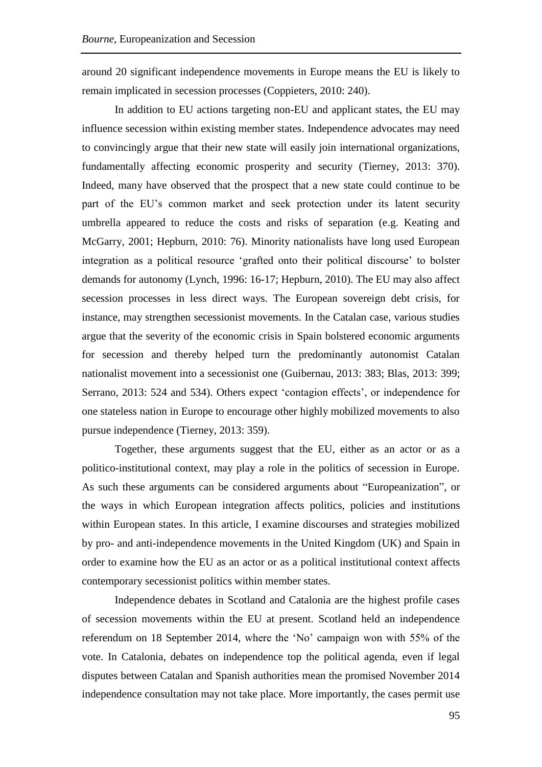around 20 significant independence movements in Europe means the EU is likely to remain implicated in secession processes (Coppieters, 2010: 240).

In addition to EU actions targeting non-EU and applicant states, the EU may influence secession within existing member states. Independence advocates may need to convincingly argue that their new state will easily join international organizations, fundamentally affecting economic prosperity and security (Tierney, 2013: 370). Indeed, many have observed that the prospect that a new state could continue to be part of the EU's common market and seek protection under its latent security umbrella appeared to reduce the costs and risks of separation (e.g. Keating and McGarry, 2001; Hepburn, 2010: 76). Minority nationalists have long used European integration as a political resource 'grafted onto their political discourse' to bolster demands for autonomy (Lynch, 1996: 16-17; Hepburn, 2010). The EU may also affect secession processes in less direct ways. The European sovereign debt crisis, for instance, may strengthen secessionist movements. In the Catalan case, various studies argue that the severity of the economic crisis in Spain bolstered economic arguments for secession and thereby helped turn the predominantly autonomist Catalan nationalist movement into a secessionist one (Guibernau, 2013: 383; Blas, 2013: 399; Serrano, 2013: 524 and 534). Others expect 'contagion effects', or independence for one stateless nation in Europe to encourage other highly mobilized movements to also pursue independence (Tierney, 2013: 359).

Together, these arguments suggest that the EU, either as an actor or as a politico-institutional context, may play a role in the politics of secession in Europe. As such these arguments can be considered arguments about "Europeanization", or the ways in which European integration affects politics, policies and institutions within European states. In this article, I examine discourses and strategies mobilized by pro- and anti-independence movements in the United Kingdom (UK) and Spain in order to examine how the EU as an actor or as a political institutional context affects contemporary secessionist politics within member states.

Independence debates in Scotland and Catalonia are the highest profile cases of secession movements within the EU at present. Scotland held an independence referendum on 18 September 2014, where the 'No' campaign won with 55% of the vote. In Catalonia, debates on independence top the political agenda, even if legal disputes between Catalan and Spanish authorities mean the promised November 2014 independence consultation may not take place. More importantly, the cases permit use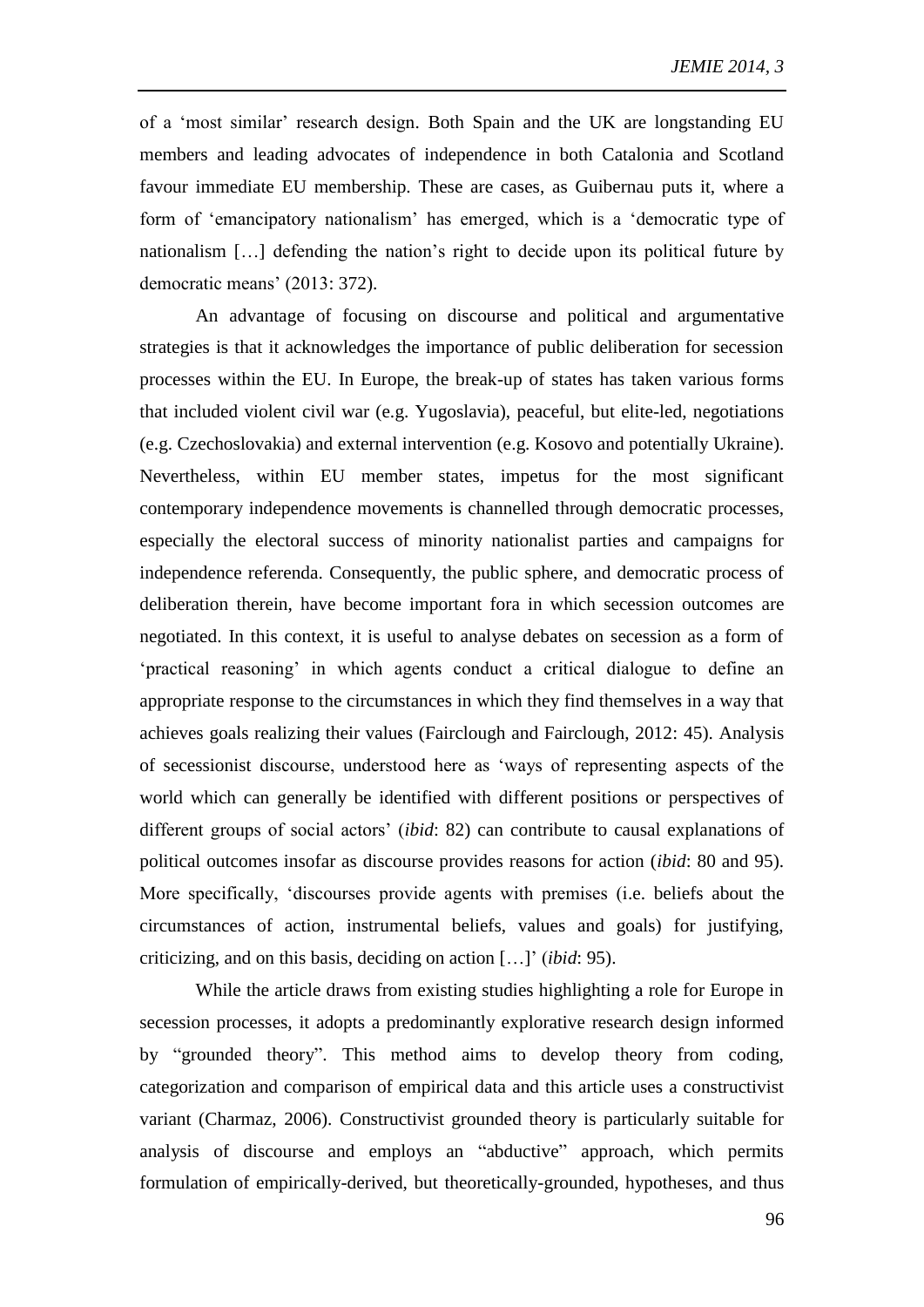of a 'most similar' research design. Both Spain and the UK are longstanding EU members and leading advocates of independence in both Catalonia and Scotland favour immediate EU membership. These are cases, as Guibernau puts it, where a form of 'emancipatory nationalism' has emerged, which is a 'democratic type of nationalism […] defending the nation's right to decide upon its political future by democratic means' (2013: 372).

An advantage of focusing on discourse and political and argumentative strategies is that it acknowledges the importance of public deliberation for secession processes within the EU. In Europe, the break-up of states has taken various forms that included violent civil war (e.g. Yugoslavia), peaceful, but elite-led, negotiations (e.g. Czechoslovakia) and external intervention (e.g. Kosovo and potentially Ukraine). Nevertheless, within EU member states, impetus for the most significant contemporary independence movements is channelled through democratic processes, especially the electoral success of minority nationalist parties and campaigns for independence referenda. Consequently, the public sphere, and democratic process of deliberation therein, have become important fora in which secession outcomes are negotiated. In this context, it is useful to analyse debates on secession as a form of 'practical reasoning' in which agents conduct a critical dialogue to define an appropriate response to the circumstances in which they find themselves in a way that achieves goals realizing their values (Fairclough and Fairclough, 2012: 45). Analysis of secessionist discourse, understood here as 'ways of representing aspects of the world which can generally be identified with different positions or perspectives of different groups of social actors' (*ibid*: 82) can contribute to causal explanations of political outcomes insofar as discourse provides reasons for action (*ibid*: 80 and 95). More specifically, 'discourses provide agents with premises (i.e. beliefs about the circumstances of action, instrumental beliefs, values and goals) for justifying, criticizing, and on this basis, deciding on action […]' (*ibid*: 95).

While the article draws from existing studies highlighting a role for Europe in secession processes, it adopts a predominantly explorative research design informed by "grounded theory". This method aims to develop theory from coding, categorization and comparison of empirical data and this article uses a constructivist variant (Charmaz, 2006). Constructivist grounded theory is particularly suitable for analysis of discourse and employs an "abductive" approach, which permits formulation of empirically-derived, but theoretically-grounded, hypotheses, and thus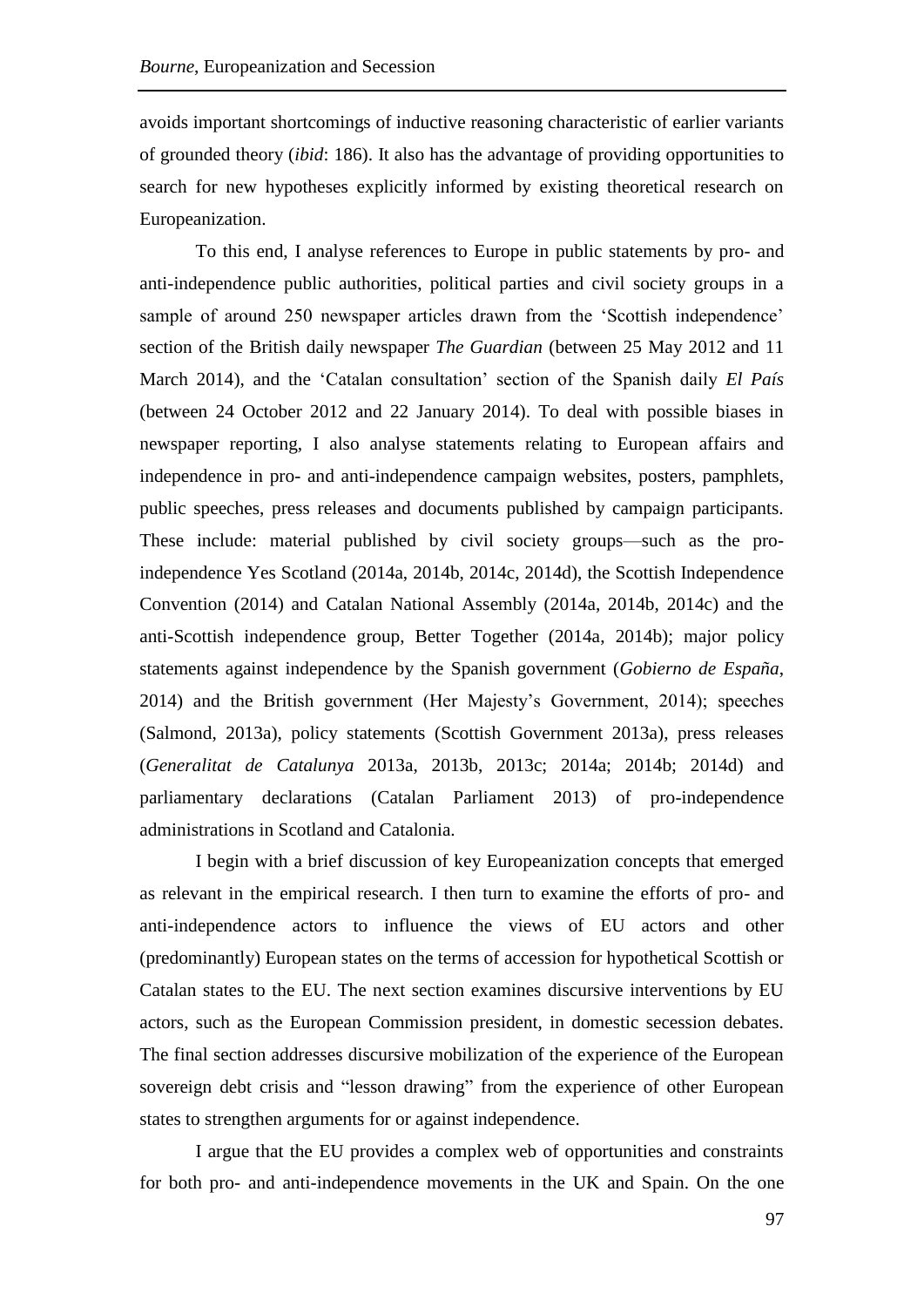avoids important shortcomings of inductive reasoning characteristic of earlier variants of grounded theory (*ibid*: 186). It also has the advantage of providing opportunities to search for new hypotheses explicitly informed by existing theoretical research on Europeanization.

To this end, I analyse references to Europe in public statements by pro- and anti-independence public authorities, political parties and civil society groups in a sample of around 250 newspaper articles drawn from the 'Scottish independence' section of the British daily newspaper *The Guardian* (between 25 May 2012 and 11 March 2014), and the 'Catalan consultation' section of the Spanish daily *El País* (between 24 October 2012 and 22 January 2014). To deal with possible biases in newspaper reporting, I also analyse statements relating to European affairs and independence in pro- and anti-independence campaign websites, posters, pamphlets, public speeches, press releases and documents published by campaign participants. These include: material published by civil society groups—such as the pro-independence Yes Scotland (2014a, 2014b, 2014c, 2014d), the Scottish Independence Convention (2014) and Catalan National Assembly (2014a, 2014b, 2014c) and the anti-Scottish independence group, Better Together (2014a, 2014b); major policy statements against independence by the Spanish government (*Gobierno de España*, 2014) and the British government (Her Majesty's Government, 2014); speeches (Salmond, 2013a), policy statements (Scottish Government 2013a), press releases (*Generalitat de Catalunya* 2013a, 2013b, 2013c; 2014a; 2014b; 2014d) and parliamentary declarations (Catalan Parliament 2013) of pro-independence administrations in Scotland and Catalonia.

I begin with a brief discussion of key Europeanization concepts that emerged as relevant in the empirical research. I then turn to examine the efforts of pro- and anti-independence actors to influence the views of EU actors and other (predominantly) European states on the terms of accession for hypothetical Scottish or Catalan states to the EU. The next section examines discursive interventions by EU actors, such as the European Commission president, in domestic secession debates. The final section addresses discursive mobilization of the experience of the European sovereign debt crisis and "lesson drawing" from the experience of other European states to strengthen arguments for or against independence.

I argue that the EU provides a complex web of opportunities and constraints for both pro- and anti-independence movements in the UK and Spain. On the one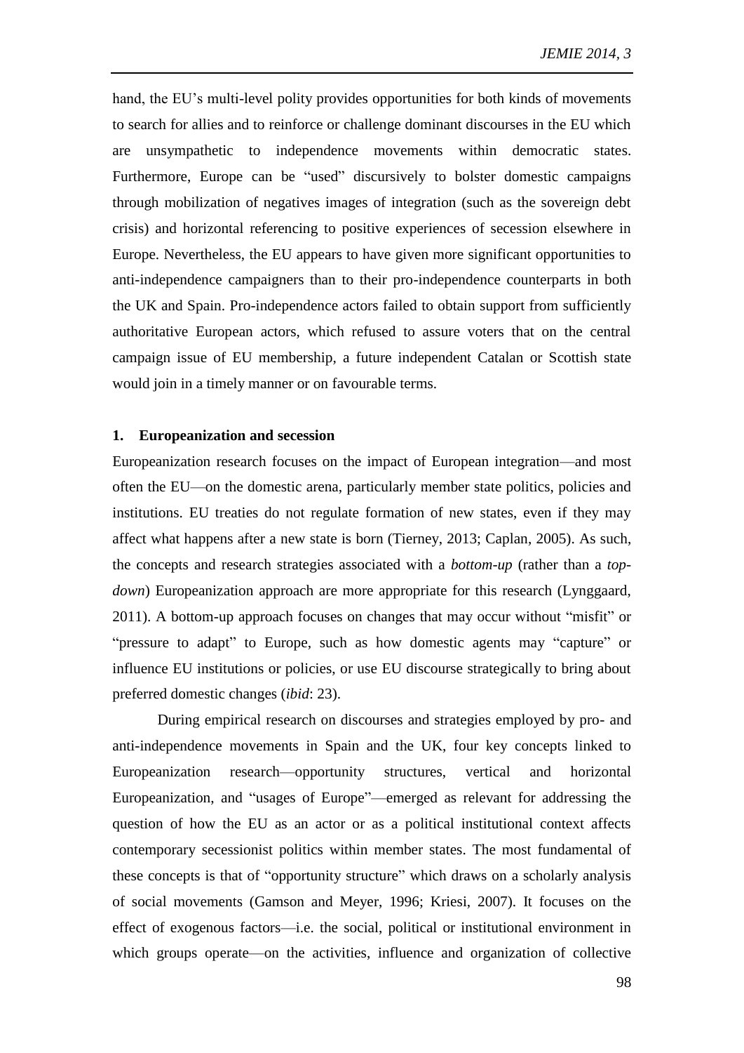hand, the EU's multi-level polity provides opportunities for both kinds of movements to search for allies and to reinforce or challenge dominant discourses in the EU which are unsympathetic to independence movements within democratic states. Furthermore, Europe can be "used" discursively to bolster domestic campaigns through mobilization of negatives images of integration (such as the sovereign debt crisis) and horizontal referencing to positive experiences of secession elsewhere in Europe. Nevertheless, the EU appears to have given more significant opportunities to anti-independence campaigners than to their pro-independence counterparts in both the UK and Spain. Pro-independence actors failed to obtain support from sufficiently authoritative European actors, which refused to assure voters that on the central campaign issue of EU membership, a future independent Catalan or Scottish state would join in a timely manner or on favourable terms.

## 1. Europeanization and secession

Europeanization research focuses on the impact of European integration—and most often the EU—on the domestic arena, particularly member state politics, policies and institutions. EU treaties do not regulate formation of new states, even if they may affect what happens after a new state is born (Tierney, 2013; Caplan, 2005). As such, the concepts and research strategies associated with a *bottom-up* (rather than a *top-down*) Europeanization approach are more appropriate for this research (Lynggaard, 2011). A bottom-up approach focuses on changes that may occur without "misfit" or "pressure to adapt" to Europe, such as how domestic agents may "capture" or influence EU institutions or policies, or use EU discourse strategically to bring about preferred domestic changes (*ibid*: 23).

During empirical research on discourses and strategies employed by pro- and anti-independence movements in Spain and the UK, four key concepts linked to Europeanization research—opportunity structures, vertical and horizontal Europeanization, and "usages of Europe"—emerged as relevant for addressing the question of how the EU as an actor or as a political institutional context affects contemporary secessionist politics within member states. The most fundamental of these concepts is that of "opportunity structure" which draws on a scholarly analysis of social movements (Gamson and Meyer, 1996; Kriesi, 2007). It focuses on the effect of exogenous factors—i.e. the social, political or institutional environment in which groups operate—on the activities, influence and organization of collective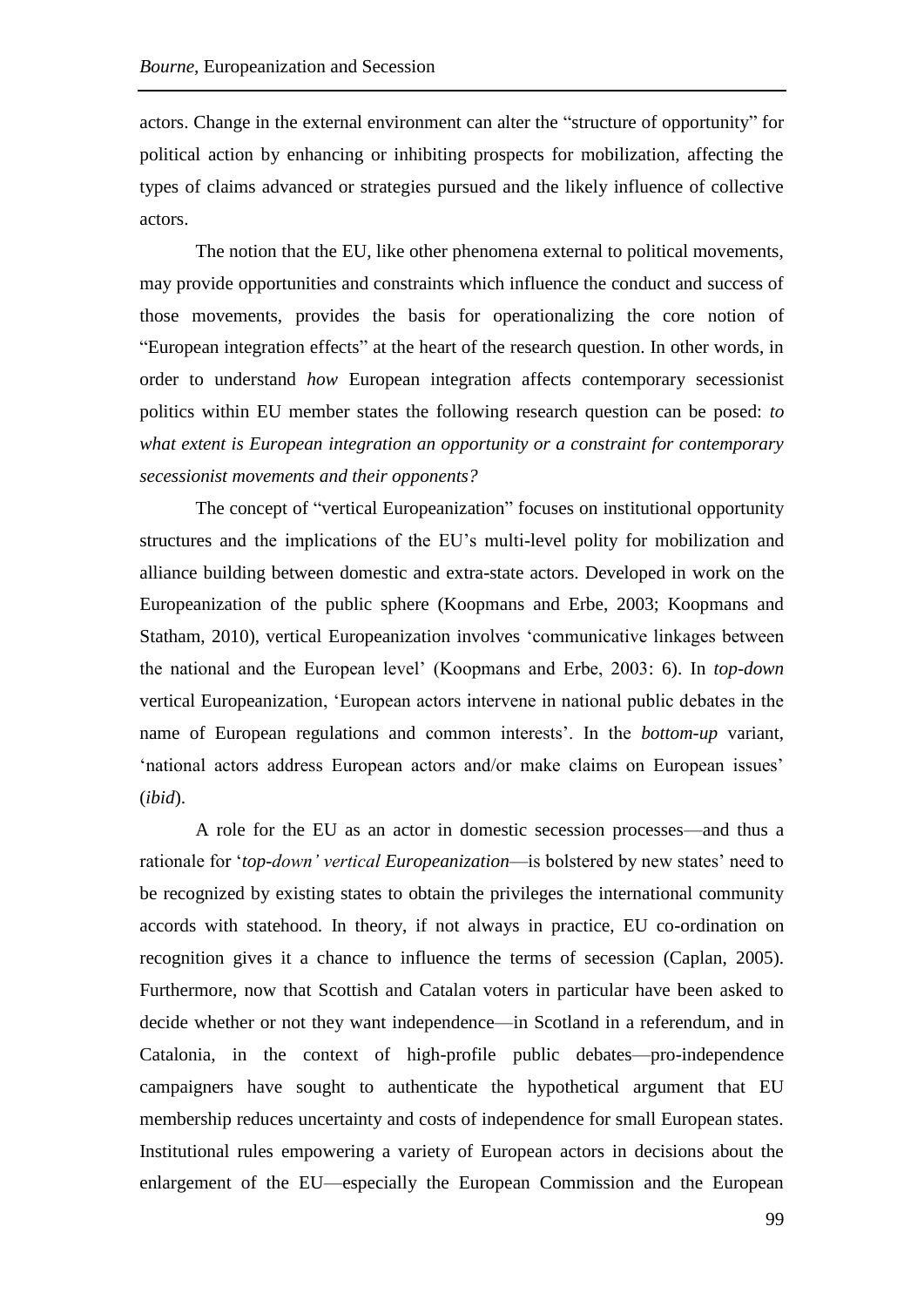actors. Change in the external environment can alter the "structure of opportunity" for political action by enhancing or inhibiting prospects for mobilization, affecting the types of claims advanced or strategies pursued and the likely influence of collective actors.

The notion that the EU, like other phenomena external to political movements, may provide opportunities and constraints which influence the conduct and success of those movements, provides the basis for operationalizing the core notion of "European integration effects" at the heart of the research question. In other words, in order to understand *how* European integration affects contemporary secessionist politics within EU member states the following research question can be posed: *to what extent is European integration an opportunity or a constraint for contemporary secessionist movements and their opponents?*

The concept of "vertical Europeanization" focuses on institutional opportunity structures and the implications of the EU's multi-level polity for mobilization and alliance building between domestic and extra-state actors. Developed in work on the Europeanization of the public sphere (Koopmans and Erbe, 2003; Koopmans and Statham, 2010), vertical Europeanization involves 'communicative linkages between the national and the European level' (Koopmans and Erbe, 2003: 6). In *top-down* vertical Europeanization, 'European actors intervene in national public debates in the name of European regulations and common interests'. In the *bottom-up* variant, 'national actors address European actors and/or make claims on European issues' (*ibid*).

A role for the EU as an actor in domestic secession processes—and thus a rationale for '*top-down' vertical Europeanization*—is bolstered by new states' need to be recognized by existing states to obtain the privileges the international community accords with statehood. In theory, if not always in practice, EU co-ordination on recognition gives it a chance to influence the terms of secession (Caplan, 2005). Furthermore, now that Scottish and Catalan voters in particular have been asked to decide whether or not they want independence—in Scotland in a referendum, and in Catalonia, in the context of high-profile public debates—pro-independence campaigners have sought to authenticate the hypothetical argument that EU membership reduces uncertainty and costs of independence for small European states. Institutional rules empowering a variety of European actors in decisions about the enlargement of the EU—especially the European Commission and the European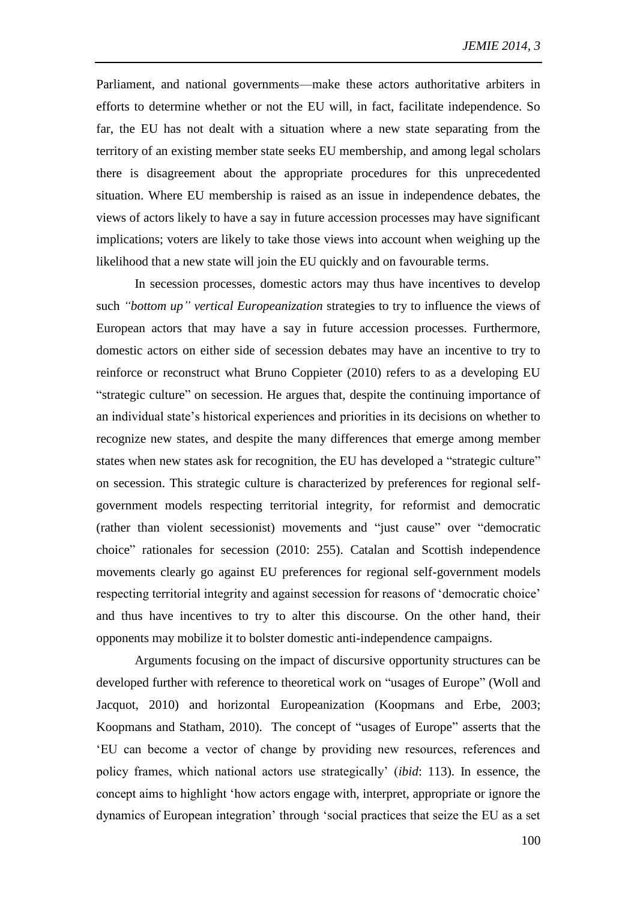Parliament, and national governments—make these actors authoritative arbiters in efforts to determine whether or not the EU will, in fact, facilitate independence. So far, the EU has not dealt with a situation where a new state separating from the territory of an existing member state seeks EU membership, and among legal scholars there is disagreement about the appropriate procedures for this unprecedented situation. Where EU membership is raised as an issue in independence debates, the views of actors likely to have a say in future accession processes may have significant implications; voters are likely to take those views into account when weighing up the likelihood that a new state will join the EU quickly and on favourable terms.

In secession processes, domestic actors may thus have incentives to develop such *"bottom up" vertical Europeanization* strategies to try to influence the views of European actors that may have a say in future accession processes. Furthermore, domestic actors on either side of secession debates may have an incentive to try to reinforce or reconstruct what Bruno Coppieter (2010) refers to as a developing EU "strategic culture" on secession. He argues that, despite the continuing importance of an individual state's historical experiences and priorities in its decisions on whether to recognize new states, and despite the many differences that emerge among member states when new states ask for recognition, the EU has developed a "strategic culture" on secession. This strategic culture is characterized by preferences for regional self-government models respecting territorial integrity, for reformist and democratic (rather than violent secessionist) movements and "just cause" over "democratic choice" rationales for secession (2010: 255). Catalan and Scottish independence movements clearly go against EU preferences for regional self-government models respecting territorial integrity and against secession for reasons of 'democratic choice' and thus have incentives to try to alter this discourse. On the other hand, their opponents may mobilize it to bolster domestic anti-independence campaigns.

Arguments focusing on the impact of discursive opportunity structures can be developed further with reference to theoretical work on "usages of Europe" (Woll and Jacquot, 2010) and horizontal Europeanization (Koopmans and Erbe, 2003; Koopmans and Statham, 2010). The concept of "usages of Europe" asserts that the 'EU can become a vector of change by providing new resources, references and policy frames, which national actors use strategically' (*ibid*: 113). In essence, the concept aims to highlight 'how actors engage with, interpret, appropriate or ignore the dynamics of European integration' through 'social practices that seize the EU as a set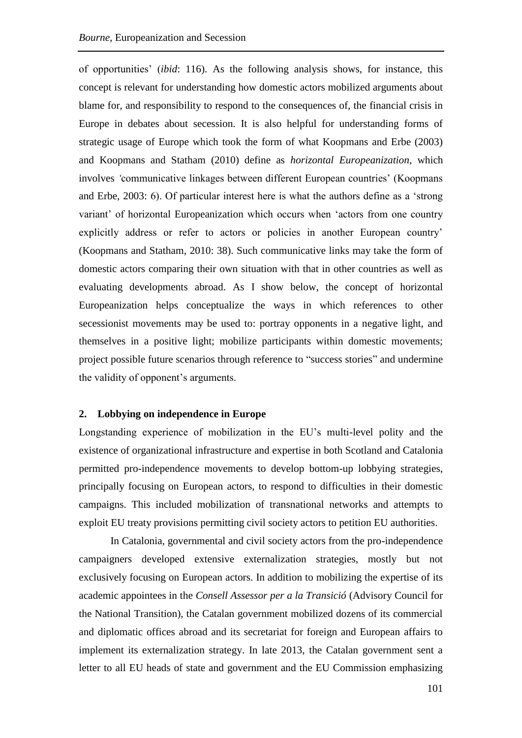of opportunities' (*ibid*: 116). As the following analysis shows, for instance, this concept is relevant for understanding how domestic actors mobilized arguments about blame for, and responsibility to respond to the consequences of, the financial crisis in Europe in debates about secession. It is also helpful for understanding forms of strategic usage of Europe which took the form of what Koopmans and Erbe (2003) and Koopmans and Statham (2010) define as *horizontal Europeanization*, which involves 'communicative linkages between different European countries' (Koopmans and Erbe, 2003: 6). Of particular interest here is what the authors define as a 'strong variant' of horizontal Europeanization which occurs when 'actors from one country explicitly address or refer to actors or policies in another European country' (Koopmans and Statham, 2010: 38). Such communicative links may take the form of domestic actors comparing their own situation with that in other countries as well as evaluating developments abroad. As I show below, the concept of horizontal Europeanization helps conceptualize the ways in which references to other secessionist movements may be used to: portray opponents in a negative light, and themselves in a positive light; mobilize participants within domestic movements; project possible future scenarios through reference to "success stories" and undermine the validity of opponent's arguments.

## 2. Lobbying on independence in Europe

Longstanding experience of mobilization in the EU's multi-level polity and the existence of organizational infrastructure and expertise in both Scotland and Catalonia permitted pro-independence movements to develop bottom-up lobbying strategies, principally focusing on European actors, to respond to difficulties in their domestic campaigns. This included mobilization of transnational networks and attempts to exploit EU treaty provisions permitting civil society actors to petition EU authorities.

In Catalonia, governmental and civil society actors from the pro-independence campaigners developed extensive externalization strategies, mostly but not exclusively focusing on European actors. In addition to mobilizing the expertise of its academic appointees in the *Consell Assessor per a la Transició* (Advisory Council for the National Transition), the Catalan government mobilized dozens of its commercial and diplomatic offices abroad and its secretariat for foreign and European affairs to implement its externalization strategy. In late 2013, the Catalan government sent a letter to all EU heads of state and government and the EU Commission emphasizing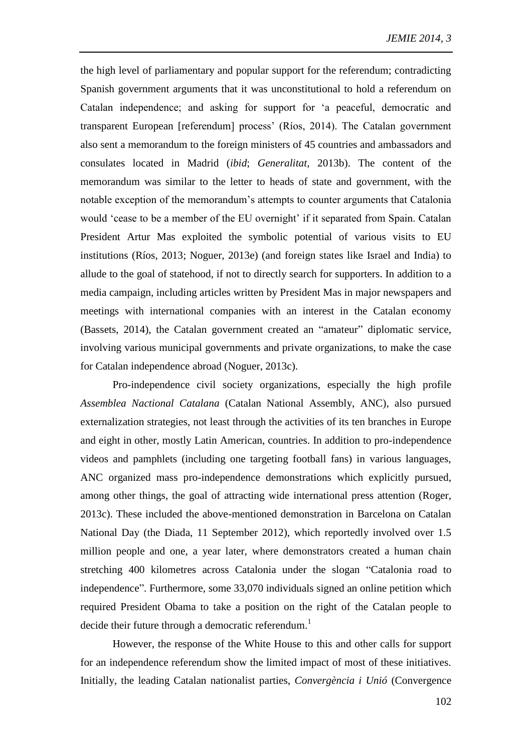the high level of parliamentary and popular support for the referendum; contradicting Spanish government arguments that it was unconstitutional to hold a referendum on Catalan independence; and asking for support for 'a peaceful, democratic and transparent European [referendum] process' (Ríos, 2014). The Catalan government also sent a memorandum to the foreign ministers of 45 countries and ambassadors and consulates located in Madrid (*ibid*; *Generalitat*, 2013b). The content of the memorandum was similar to the letter to heads of state and government, with the notable exception of the memorandum's attempts to counter arguments that Catalonia would 'cease to be a member of the EU overnight' if it separated from Spain. Catalan President Artur Mas exploited the symbolic potential of various visits to EU institutions (Ríos, 2013; Noguer, 2013e) (and foreign states like Israel and India) to allude to the goal of statehood, if not to directly search for supporters. In addition to a media campaign, including articles written by President Mas in major newspapers and meetings with international companies with an interest in the Catalan economy (Bassets, 2014), the Catalan government created an "amateur" diplomatic service, involving various municipal governments and private organizations, to make the case for Catalan independence abroad (Noguer, 2013c).

Pro-independence civil society organizations, especially the high profile *Assemblea Nacional Catalana* (Catalan National Assembly, ANC), also pursued externalization strategies, not least through the activities of its ten branches in Europe and eight in other, mostly Latin American, countries. In addition to pro-independence videos and pamphlets (including one targeting football fans) in various languages, ANC organized mass pro-independence demonstrations which explicitly pursued, among other things, the goal of attracting wide international press attention (Roger, 2013c). These included the above-mentioned demonstration in Barcelona on Catalan National Day (the Diada, 11 September 2012), which reportedly involved over 1.5 million people and one, a year later, where demonstrators created a human chain stretching 400 kilometres across Catalonia under the slogan "Catalonia road to independence". Furthermore, some 33,070 individuals signed an online petition which required President Obama to take a position on the right of the Catalan people to decide their future through a democratic referendum.[1]

However, the response of the White House to this and other calls for support for an independence referendum show the limited impact of most of these initiatives. Initially, the leading Catalan nationalist parties, *Convergència i Unió* (Convergence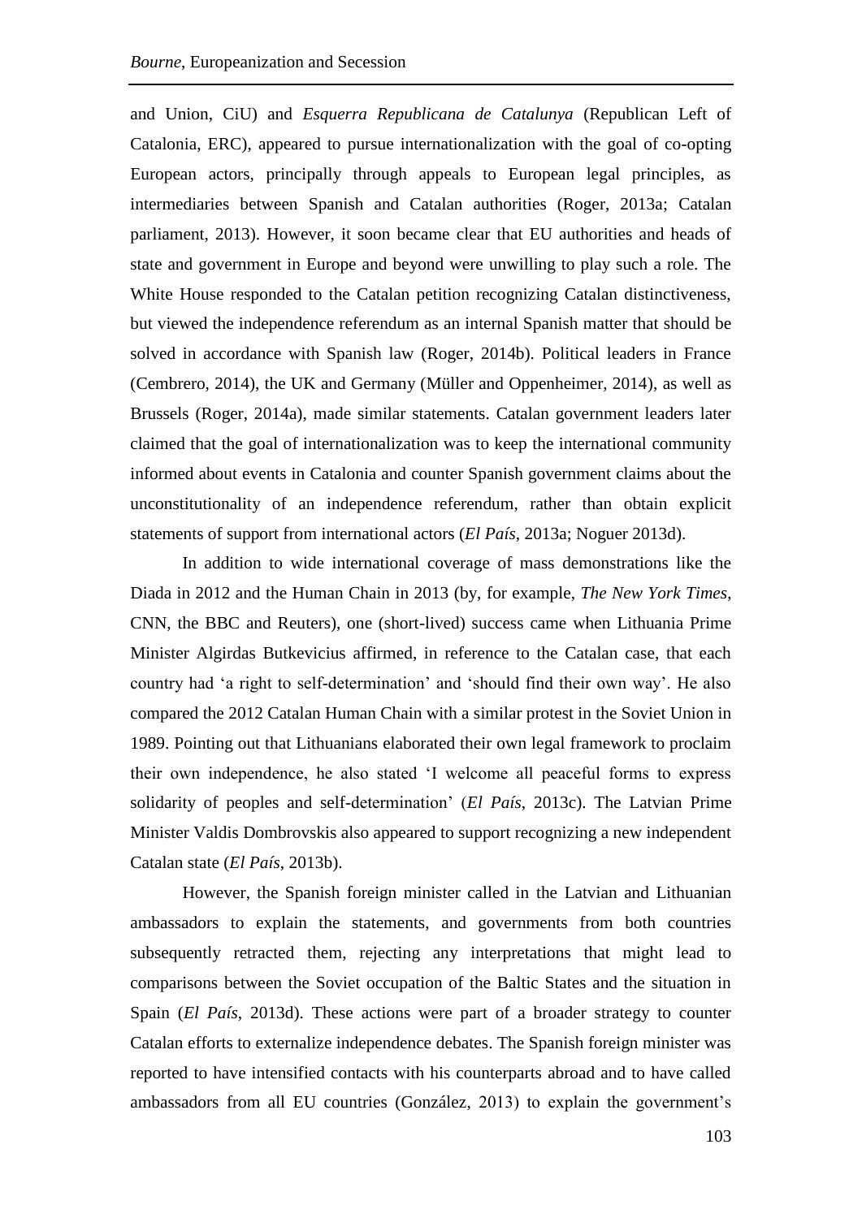and Union, CiU) and *Esquerra Republicana de Catalunya* (Republican Left of Catalonia, ERC), appeared to pursue internationalization with the goal of co-opting European actors, principally through appeals to European legal principles, as intermediaries between Spanish and Catalan authorities (Roger, 2013a; Catalan parliament, 2013). However, it soon became clear that EU authorities and heads of state and government in Europe and beyond were unwilling to play such a role. The White House responded to the Catalan petition recognizing Catalan distinctiveness, but viewed the independence referendum as an internal Spanish matter that should be solved in accordance with Spanish law (Roger, 2014b). Political leaders in France (Cembrero, 2014), the UK and Germany (Müller and Oppenheimer, 2014), as well as Brussels (Roger, 2014a), made similar statements. Catalan government leaders later claimed that the goal of internationalization was to keep the international community informed about events in Catalonia and counter Spanish government claims about the unconstitutionality of an independence referendum, rather than obtain explicit statements of support from international actors (*El País*, 2013a; Noguer 2013d).

In addition to wide international coverage of mass demonstrations like the Diada in 2012 and the Human Chain in 2013 (by, for example, *The New York Times*, CNN, the BBC and Reuters), one (short-lived) success came when Lithuania Prime Minister Algirdas Butkevicius affirmed, in reference to the Catalan case, that each country had 'a right to self-determination' and 'should find their own way'. He also compared the 2012 Catalan Human Chain with a similar protest in the Soviet Union in 1989. Pointing out that Lithuanians elaborated their own legal framework to proclaim their own independence, he also stated 'I welcome all peaceful forms to express solidarity of peoples and self-determination' (*El País*, 2013c). The Latvian Prime Minister Valdis Dombrovskis also appeared to support recognizing a new independent Catalan state (*El País*, 2013b).

However, the Spanish foreign minister called in the Latvian and Lithuanian ambassadors to explain the statements, and governments from both countries subsequently retracted them, rejecting any interpretations that might lead to comparisons between the Soviet occupation of the Baltic States and the situation in Spain (*El País*, 2013d). These actions were part of a broader strategy to counter Catalan efforts to externalize independence debates. The Spanish foreign minister was reported to have intensified contacts with his counterparts abroad and to have called ambassadors from all EU countries (González, 2013) to explain the government's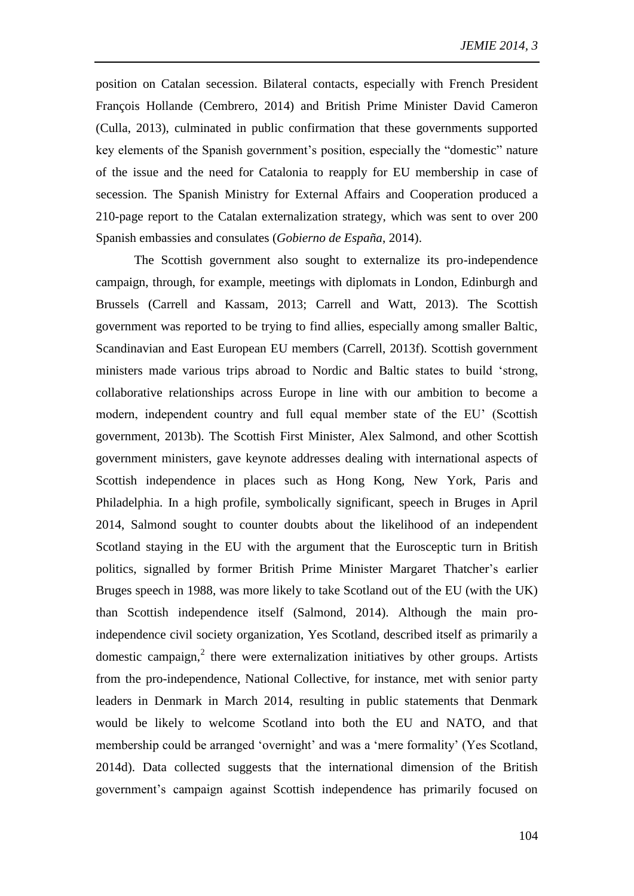position on Catalan secession. Bilateral contacts, especially with French President François Hollande (Cembrero, 2014) and British Prime Minister David Cameron (Culla, 2013), culminated in public confirmation that these governments supported key elements of the Spanish government's position, especially the "domestic" nature of the issue and the need for Catalonia to reapply for EU membership in case of secession. The Spanish Ministry for External Affairs and Cooperation produced a 210-page report to the Catalan externalization strategy, which was sent to over 200 Spanish embassies and consulates (*Gobierno de España*, 2014).

The Scottish government also sought to externalize its pro-independence campaign, through, for example, meetings with diplomats in London, Edinburgh and Brussels (Carrell and Kassam, 2013; Carrell and Watt, 2013). The Scottish government was reported to be trying to find allies, especially among smaller Baltic, Scandinavian and East European EU members (Carrell, 2013f). Scottish government ministers made various trips abroad to Nordic and Baltic states to build 'strong, collaborative relationships across Europe in line with our ambition to become a modern, independent country and full equal member state of the EU' (Scottish government, 2013b). The Scottish First Minister, Alex Salmond, and other Scottish government ministers, gave keynote addresses dealing with international aspects of Scottish independence in places such as Hong Kong, New York, Paris and Philadelphia. In a high profile, symbolically significant, speech in Bruges in April 2014, Salmond sought to counter doubts about the likelihood of an independent Scotland staying in the EU with the argument that the Eurosceptic turn in British politics, signalled by former British Prime Minister Margaret Thatcher's earlier Bruges speech in 1988, was more likely to take Scotland out of the EU (with the UK) than Scottish independence itself (Salmond, 2014). Although the main pro-independence civil society organization, Yes Scotland, described itself as primarily a domestic campaign,[2] there were externalization initiatives by other groups. Artists from the pro-independence, National Collective, for instance, met with senior party leaders in Denmark in March 2014, resulting in public statements that Denmark would be likely to welcome Scotland into both the EU and NATO, and that membership could be arranged 'overnight' and was a 'mere formality' (Yes Scotland, 2014d). Data collected suggests that the international dimension of the British government's campaign against Scottish independence has primarily focused on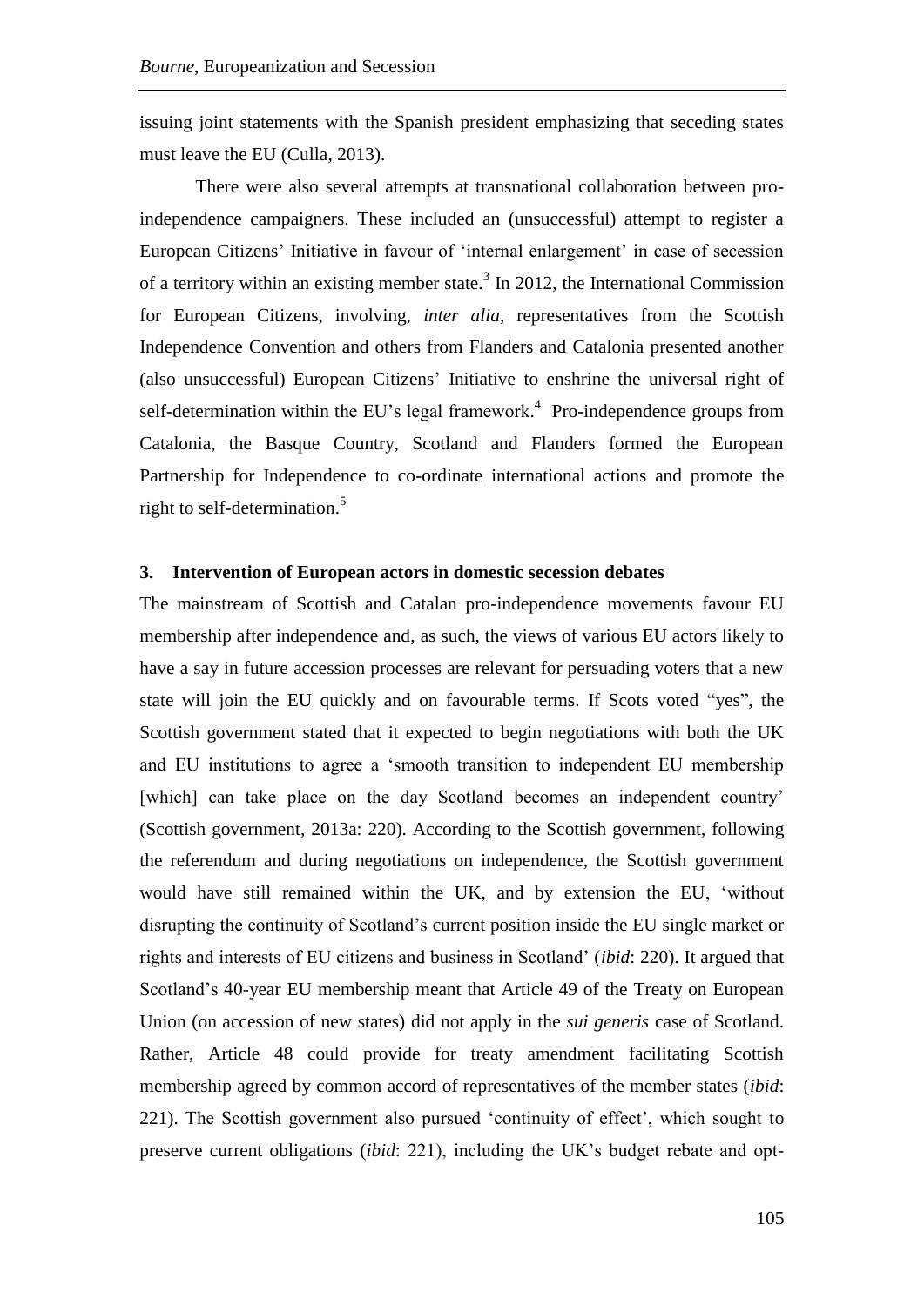issuing joint statements with the Spanish president emphasizing that seceding states must leave the EU (Culla, 2013).

There were also several attempts at transnational collaboration between pro-independence campaigners. These included an (unsuccessful) attempt to register a European Citizens' Initiative in favour of 'internal enlargement' in case of secession of a territory within an existing member state.[3] In 2012, the International Commission for European Citizens, involving, *inter alia*, representatives from the Scottish Independence Convention and others from Flanders and Catalonia presented another (also unsuccessful) European Citizens' Initiative to enshrine the universal right of self-determination within the EU's legal framework.[4] Pro-independence groups from Catalonia, the Basque Country, Scotland and Flanders formed the European Partnership for Independence to co-ordinate international actions and promote the right to self-determination.[5]

## 3. Intervention of European actors in domestic secession debates

The mainstream of Scottish and Catalan pro-independence movements favour EU membership after independence and, as such, the views of various EU actors likely to have a say in future accession processes are relevant for persuading voters that a new state will join the EU quickly and on favourable terms. If Scots voted "yes", the Scottish government stated that it expected to begin negotiations with both the UK and EU institutions to agree a 'smooth transition to independent EU membership [which] can take place on the day Scotland becomes an independent country' (Scottish government, 2013a: 220). According to the Scottish government, following the referendum and during negotiations on independence, the Scottish government would have still remained within the UK, and by extension the EU, 'without disrupting the continuity of Scotland's current position inside the EU single market or rights and interests of EU citizens and business in Scotland' (*ibid*: 220). It argued that Scotland's 40-year EU membership meant that Article 49 of the Treaty on European Union (on accession of new states) did not apply in the *sui generis* case of Scotland. Rather, Article 48 could provide for treaty amendment facilitating Scottish membership agreed by common accord of representatives of the member states (*ibid*: 221). The Scottish government also pursued 'continuity of effect', which sought to preserve current obligations (*ibid*: 221), including the UK's budget rebate and opt-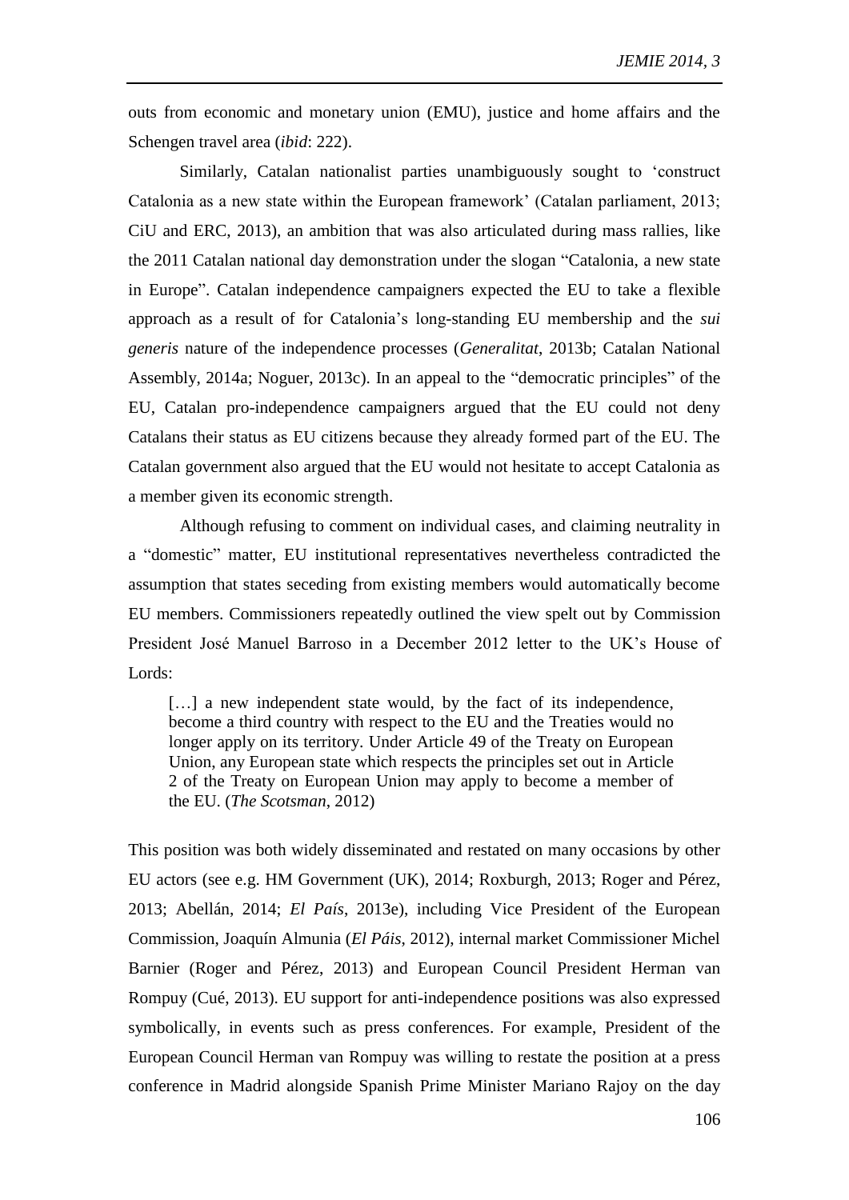outs from economic and monetary union (EMU), justice and home affairs and the Schengen travel area (*ibid*: 222).

Similarly, Catalan nationalist parties unambiguously sought to 'construct Catalonia as a new state within the European framework' (Catalan parliament, 2013; CiU and ERC, 2013), an ambition that was also articulated during mass rallies, like the 2011 Catalan national day demonstration under the slogan "Catalonia, a new state in Europe". Catalan independence campaigners expected the EU to take a flexible approach as a result of for Catalonia's long-standing EU membership and the *sui generis* nature of the independence processes (*Generalitat*, 2013b; Catalan National Assembly, 2014a; Noguer, 2013c). In an appeal to the "democratic principles" of the EU, Catalan pro-independence campaigners argued that the EU could not deny Catalans their status as EU citizens because they already formed part of the EU. The Catalan government also argued that the EU would not hesitate to accept Catalonia as a member given its economic strength.

Although refusing to comment on individual cases, and claiming neutrality in a "domestic" matter, EU institutional representatives nevertheless contradicted the assumption that states seceding from existing members would automatically become EU members. Commissioners repeatedly outlined the view spelt out by Commission President José Manuel Barroso in a December 2012 letter to the UK's House of Lords:

> […] a new independent state would, by the fact of its independence, become a third country with respect to the EU and the Treaties would no longer apply on its territory. Under Article 49 of the Treaty on European Union, any European state which respects the principles set out in Article 2 of the Treaty on European Union may apply to become a member of the EU. (*The Scotsman*, 2012)

This position was both widely disseminated and restated on many occasions by other EU actors (see e.g. HM Government (UK), 2014; Roxburgh, 2013; Roger and Pérez, 2013; Abellán, 2014; *El País*, 2013e), including Vice President of the European Commission, Joaquín Almunia (*El Páis*, 2012), internal market Commissioner Michel Barnier (Roger and Pérez, 2013) and European Council President Herman van Rompuy (Cué, 2013). EU support for anti-independence positions was also expressed symbolically, in events such as press conferences. For example, President of the European Council Herman van Rompuy was willing to restate the position at a press conference in Madrid alongside Spanish Prime Minister Mariano Rajoy on the day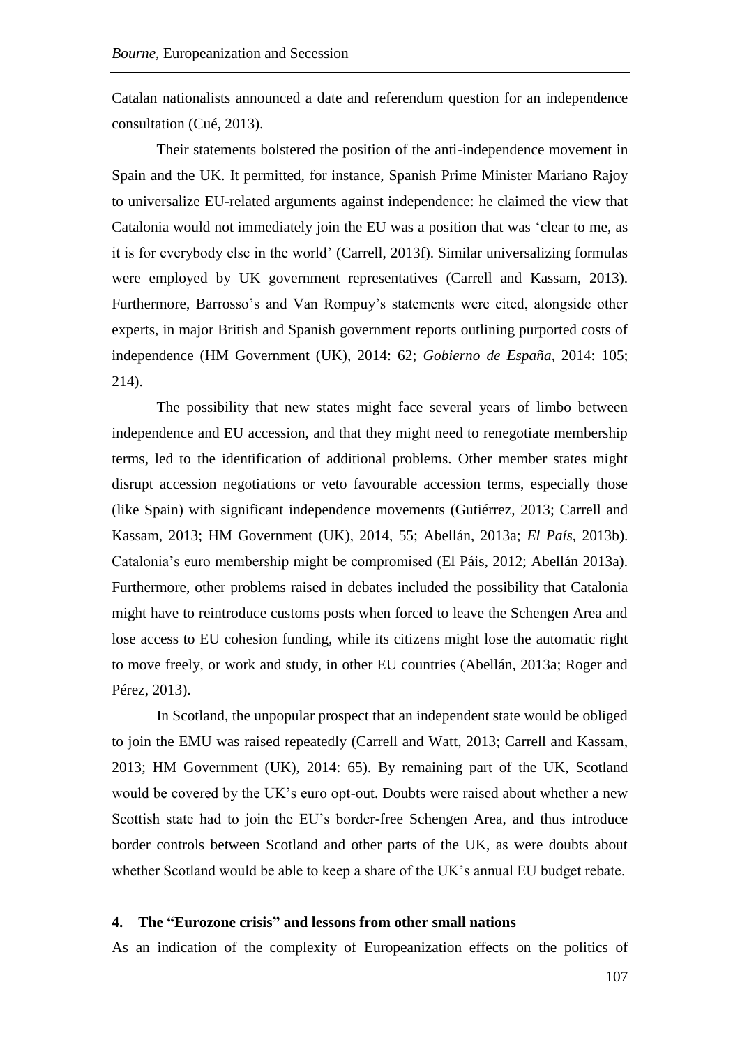Catalan nationalists announced a date and referendum question for an independence consultation (Cué, 2013).

Their statements bolstered the position of the anti-independence movement in Spain and the UK. It permitted, for instance, Spanish Prime Minister Mariano Rajoy to universalize EU-related arguments against independence: he claimed the view that Catalonia would not immediately join the EU was a position that was 'clear to me, as it is for everybody else in the world' (Carrell, 2013f). Similar universalizing formulas were employed by UK government representatives (Carrell and Kassam, 2013). Furthermore, Barrosso's and Van Rompuy's statements were cited, alongside other experts, in major British and Spanish government reports outlining purported costs of independence (HM Government (UK), 2014: 62; *Gobierno de España*, 2014: 105; 214).

The possibility that new states might face several years of limbo between independence and EU accession, and that they might need to renegotiate membership terms, led to the identification of additional problems. Other member states might disrupt accession negotiations or veto favourable accession terms, especially those (like Spain) with significant independence movements (Gutiérrez, 2013; Carrell and Kassam, 2013; HM Government (UK), 2014, 55; Abellán, 2013a; *El País*, 2013b). Catalonia's euro membership might be compromised (El Páis, 2012; Abellán 2013a). Furthermore, other problems raised in debates included the possibility that Catalonia might have to reintroduce customs posts when forced to leave the Schengen Area and lose access to EU cohesion funding, while its citizens might lose the automatic right to move freely, or work and study, in other EU countries (Abellán, 2013a; Roger and Pérez, 2013).

In Scotland, the unpopular prospect that an independent state would be obliged to join the EMU was raised repeatedly (Carrell and Watt, 2013; Carrell and Kassam, 2013; HM Government (UK), 2014: 65). By remaining part of the UK, Scotland would be covered by the UK's euro opt-out. Doubts were raised about whether a new Scottish state had to join the EU's border-free Schengen Area, and thus introduce border controls between Scotland and other parts of the UK, as were doubts about whether Scotland would be able to keep a share of the UK's annual EU budget rebate.

## 4. The "Eurozone crisis" and lessons from other small nations

As an indication of the complexity of Europeanization effects on the politics of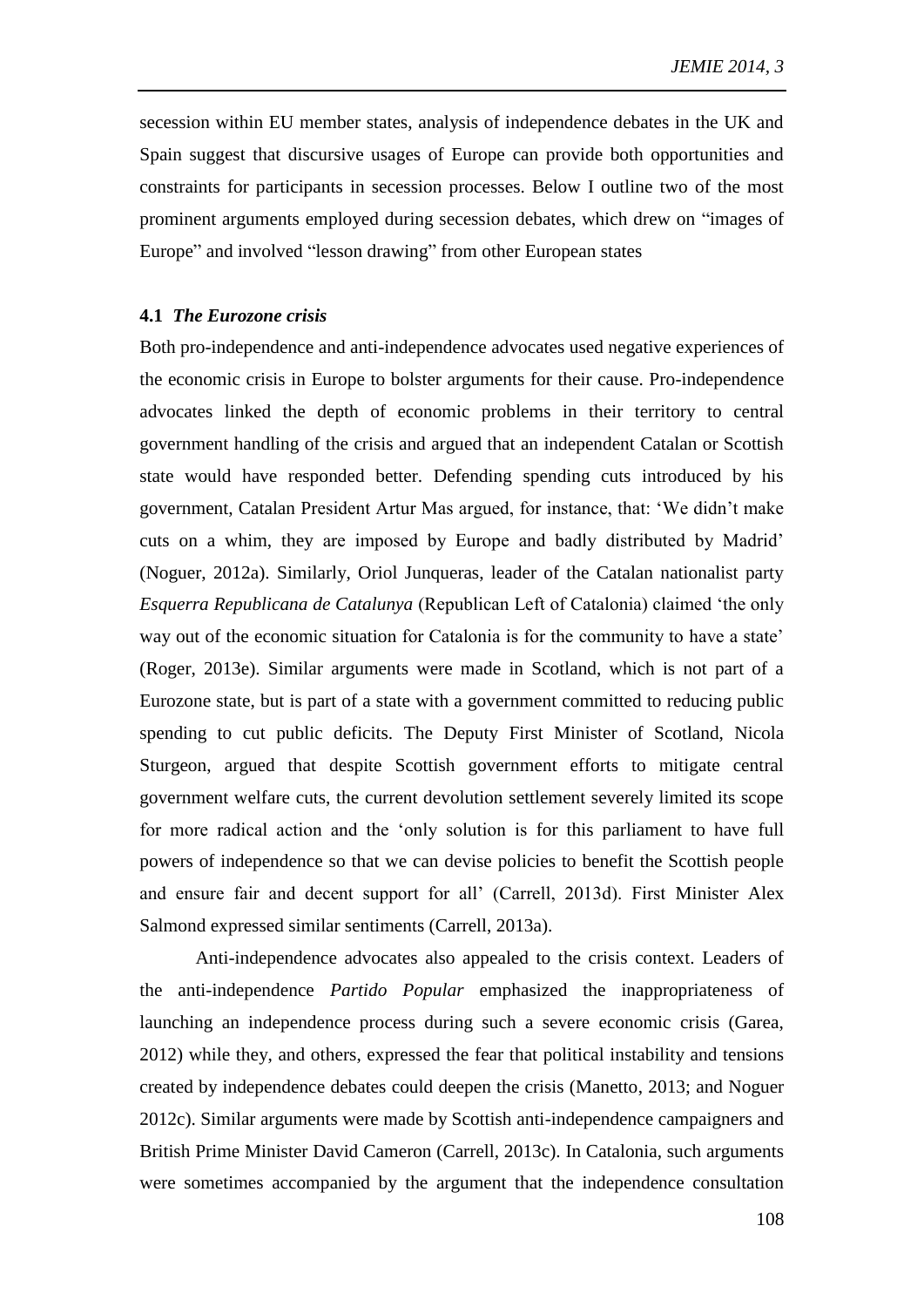secession within EU member states, analysis of independence debates in the UK and Spain suggest that discursive usages of Europe can provide both opportunities and constraints for participants in secession processes. Below I outline two of the most prominent arguments employed during secession debates, which drew on "images of Europe" and involved "lesson drawing" from other European states

### 4.1 *The Eurozone crisis*

Both pro-independence and anti-independence advocates used negative experiences of the economic crisis in Europe to bolster arguments for their cause. Pro-independence advocates linked the depth of economic problems in their territory to central government handling of the crisis and argued that an independent Catalan or Scottish state would have responded better. Defending spending cuts introduced by his government, Catalan President Artur Mas argued, for instance, that: 'We didn't make cuts on a whim, they are imposed by Europe and badly distributed by Madrid' (Noguer, 2012a). Similarly, Oriol Junqueras, leader of the Catalan nationalist party *Esquerra Republicana de Catalunya* (Republican Left of Catalonia) claimed 'the only way out of the economic situation for Catalonia is for the community to have a state' (Roger, 2013e). Similar arguments were made in Scotland, which is not part of a Eurozone state, but is part of a state with a government committed to reducing public spending to cut public deficits. The Deputy First Minister of Scotland, Nicola Sturgeon, argued that despite Scottish government efforts to mitigate central government welfare cuts, the current devolution settlement severely limited its scope for more radical action and the 'only solution is for this parliament to have full powers of independence so that we can devise policies to benefit the Scottish people and ensure fair and decent support for all' (Carrell, 2013d). First Minister Alex Salmond expressed similar sentiments (Carrell, 2013a).

Anti-independence advocates also appealed to the crisis context. Leaders of the anti-independence *Partido Popular* emphasized the inappropriateness of launching an independence process during such a severe economic crisis (Garea, 2012) while they, and others, expressed the fear that political instability and tensions created by independence debates could deepen the crisis (Manetto, 2013; and Noguer 2012c). Similar arguments were made by Scottish anti-independence campaigners and British Prime Minister David Cameron (Carrell, 2013c). In Catalonia, such arguments were sometimes accompanied by the argument that the independence consultation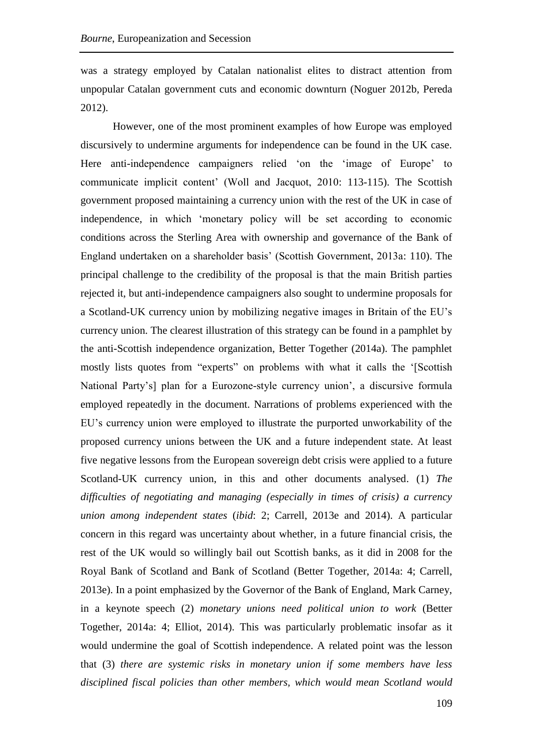was a strategy employed by Catalan nationalist elites to distract attention from unpopular Catalan government cuts and economic downturn (Noguer 2012b, Pereda 2012).

However, one of the most prominent examples of how Europe was employed discursively to undermine arguments for independence can be found in the UK case. Here anti-independence campaigners relied 'on the 'image of Europe' to communicate implicit content' (Woll and Jacquot, 2010: 113-115). The Scottish government proposed maintaining a currency union with the rest of the UK in case of independence, in which 'monetary policy will be set according to economic conditions across the Sterling Area with ownership and governance of the Bank of England undertaken on a shareholder basis' (Scottish Government, 2013a: 110). The principal challenge to the credibility of the proposal is that the main British parties rejected it, but anti-independence campaigners also sought to undermine proposals for a Scotland-UK currency union by mobilizing negative images in Britain of the EU's currency union. The clearest illustration of this strategy can be found in a pamphlet by the anti-Scottish independence organization, Better Together (2014a). The pamphlet mostly lists quotes from "experts" on problems with what it calls the '[Scottish National Party's] plan for a Eurozone-style currency union', a discursive formula employed repeatedly in the document. Narrations of problems experienced with the EU's currency union were employed to illustrate the purported unworkability of the proposed currency unions between the UK and a future independent state. At least five negative lessons from the European sovereign debt crisis were applied to a future Scotland-UK currency union, in this and other documents analysed. (1) *The difficulties of negotiating and managing (especially in times of crisis) a currency union among independent states* (*ibid*: 2; Carrell, 2013e and 2014). A particular concern in this regard was uncertainty about whether, in a future financial crisis, the rest of the UK would so willingly bail out Scottish banks, as it did in 2008 for the Royal Bank of Scotland and Bank of Scotland (Better Together, 2014a: 4; Carrell, 2013e). In a point emphasized by the Governor of the Bank of England, Mark Carney, in a keynote speech (2) *monetary unions need political union to work* (Better Together, 2014a: 4; Elliot, 2014). This was particularly problematic insofar as it would undermine the goal of Scottish independence. A related point was the lesson that (3) *there are systemic risks in monetary union if some members have less disciplined fiscal policies than other members, which would mean Scotland would*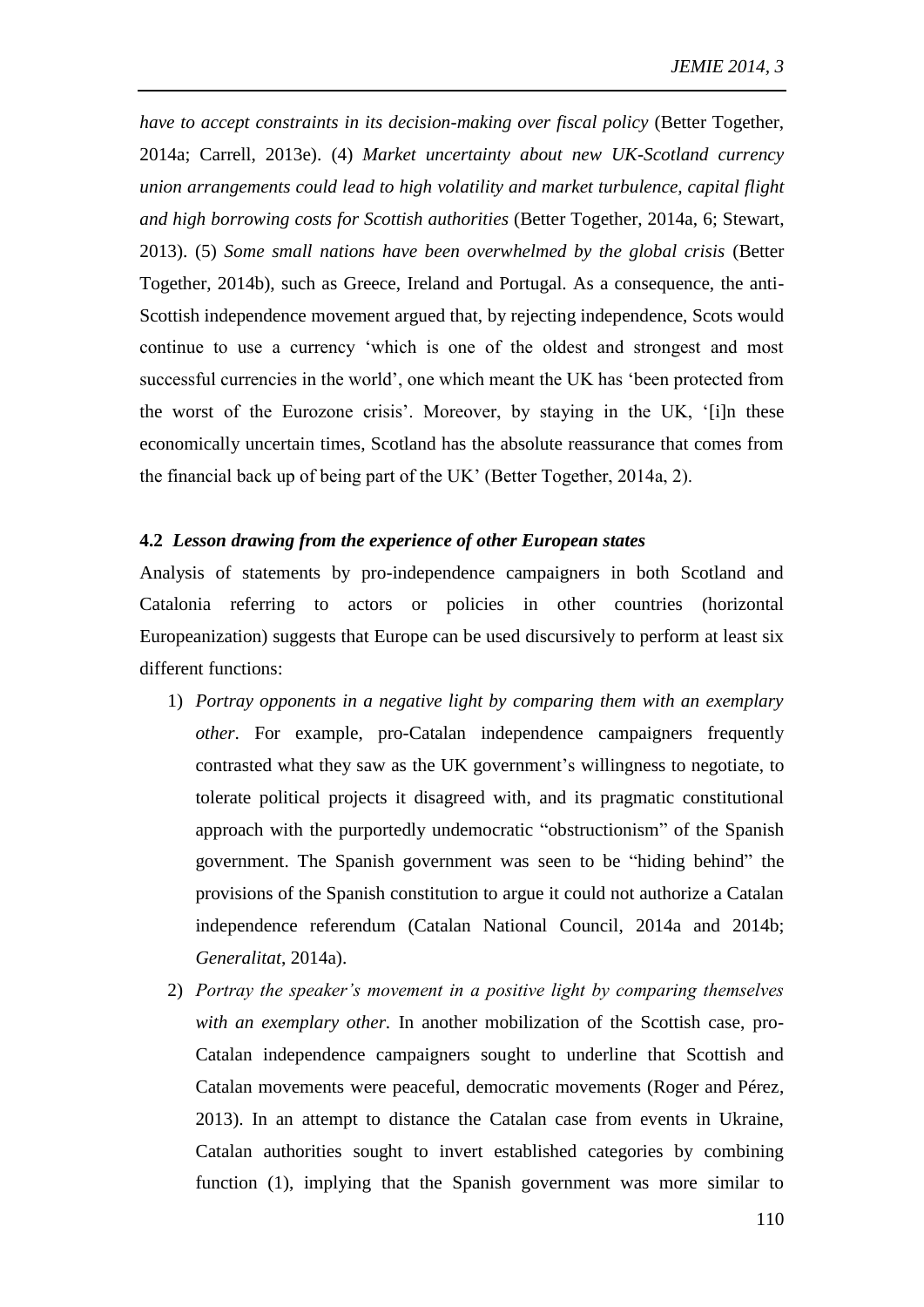*have to accept constraints in its decision-making over fiscal policy* (Better Together, 2014a; Carrell, 2013e). (4) *Market uncertainty about new UK-Scotland currency union arrangements could lead to high volatility and market turbulence, capital flight and high borrowing costs for Scottish authorities* (Better Together, 2014a, 6; Stewart, 2013). (5) *Some small nations have been overwhelmed by the global crisis* (Better Together, 2014b), such as Greece, Ireland and Portugal. As a consequence, the anti-Scottish independence movement argued that, by rejecting independence, Scots would continue to use a currency 'which is one of the oldest and strongest and most successful currencies in the world', one which meant the UK has 'been protected from the worst of the Eurozone crisis'. Moreover, by staying in the UK, '[i]n these economically uncertain times, Scotland has the absolute reassurance that comes from the financial back up of being part of the UK' (Better Together, 2014a, 2).

#### 4.2 *Lesson drawing from the experience of other European states*

Analysis of statements by pro-independence campaigners in both Scotland and Catalonia referring to actors or policies in other countries (horizontal Europeanization) suggests that Europe can be used discursively to perform at least six different functions:

1) *Portray opponents in a negative light by comparing them with an exemplary other*. For example, pro-Catalan independence campaigners frequently contrasted what they saw as the UK government's willingness to negotiate, to tolerate political projects it disagreed with, and its pragmatic constitutional approach with the purportedly undemocratic "obstructionism" of the Spanish government. The Spanish government was seen to be "hiding behind" the provisions of the Spanish constitution to argue it could not authorize a Catalan independence referendum (Catalan National Council, 2014a and 2014b; *Generalitat*, 2014a).
2) *Portray the speaker's movement in a positive light by comparing themselves with an exemplary other.* In another mobilization of the Scottish case, pro-Catalan independence campaigners sought to underline that Scottish and Catalan movements were peaceful, democratic movements (Roger and Pérez, 2013). In an attempt to distance the Catalan case from events in Ukraine, Catalan authorities sought to invert established categories by combining function (1), implying that the Spanish government was more similar to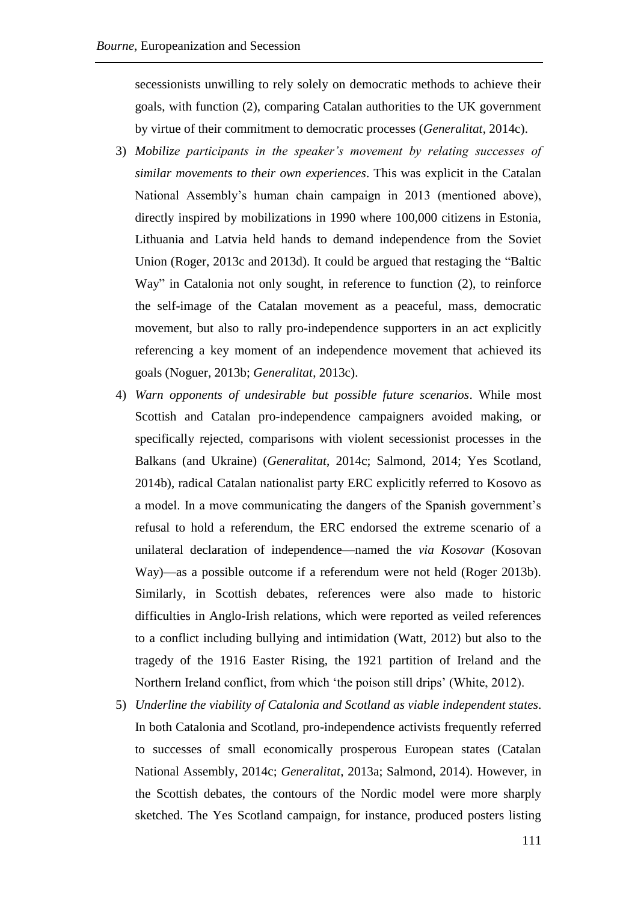secessionists unwilling to rely solely on democratic methods to achieve their goals, with function (2), comparing Catalan authorities to the UK government by virtue of their commitment to democratic processes (*Generalitat*, 2014c).

3) *Mobilize participants in the speaker's movement by relating successes of similar movements to their own experiences*. This was explicit in the Catalan National Assembly's human chain campaign in 2013 (mentioned above), directly inspired by mobilizations in 1990 where 100,000 citizens in Estonia, Lithuania and Latvia held hands to demand independence from the Soviet Union (Roger, 2013c and 2013d). It could be argued that restaging the "Baltic Way" in Catalonia not only sought, in reference to function (2), to reinforce the self-image of the Catalan movement as a peaceful, mass, democratic movement, but also to rally pro-independence supporters in an act explicitly referencing a key moment of an independence movement that achieved its goals (Noguer, 2013b; *Generalitat*, 2013c).
4) *Warn opponents of undesirable but possible future scenarios*. While most Scottish and Catalan pro-independence campaigners avoided making, or specifically rejected, comparisons with violent secessionist processes in the Balkans (and Ukraine) (*Generalitat*, 2014c; Salmond, 2014; Yes Scotland, 2014b), radical Catalan nationalist party ERC explicitly referred to Kosovo as a model. In a move communicating the dangers of the Spanish government's refusal to hold a referendum, the ERC endorsed the extreme scenario of a unilateral declaration of independence—named the *via Kosovar* (Kosovan Way)—as a possible outcome if a referendum were not held (Roger 2013b). Similarly, in Scottish debates, references were also made to historic difficulties in Anglo-Irish relations, which were reported as veiled references to a conflict including bullying and intimidation (Watt, 2012) but also to the tragedy of the 1916 Easter Rising, the 1921 partition of Ireland and the Northern Ireland conflict, from which 'the poison still drips' (White, 2012).
5) *Underline the viability of Catalonia and Scotland as viable independent states*. In both Catalonia and Scotland, pro-independence activists frequently referred to successes of small economically prosperous European states (Catalan National Assembly, 2014c; *Generalitat*, 2013a; Salmond, 2014). However, in the Scottish debates, the contours of the Nordic model were more sharply sketched. The Yes Scotland campaign, for instance, produced posters listing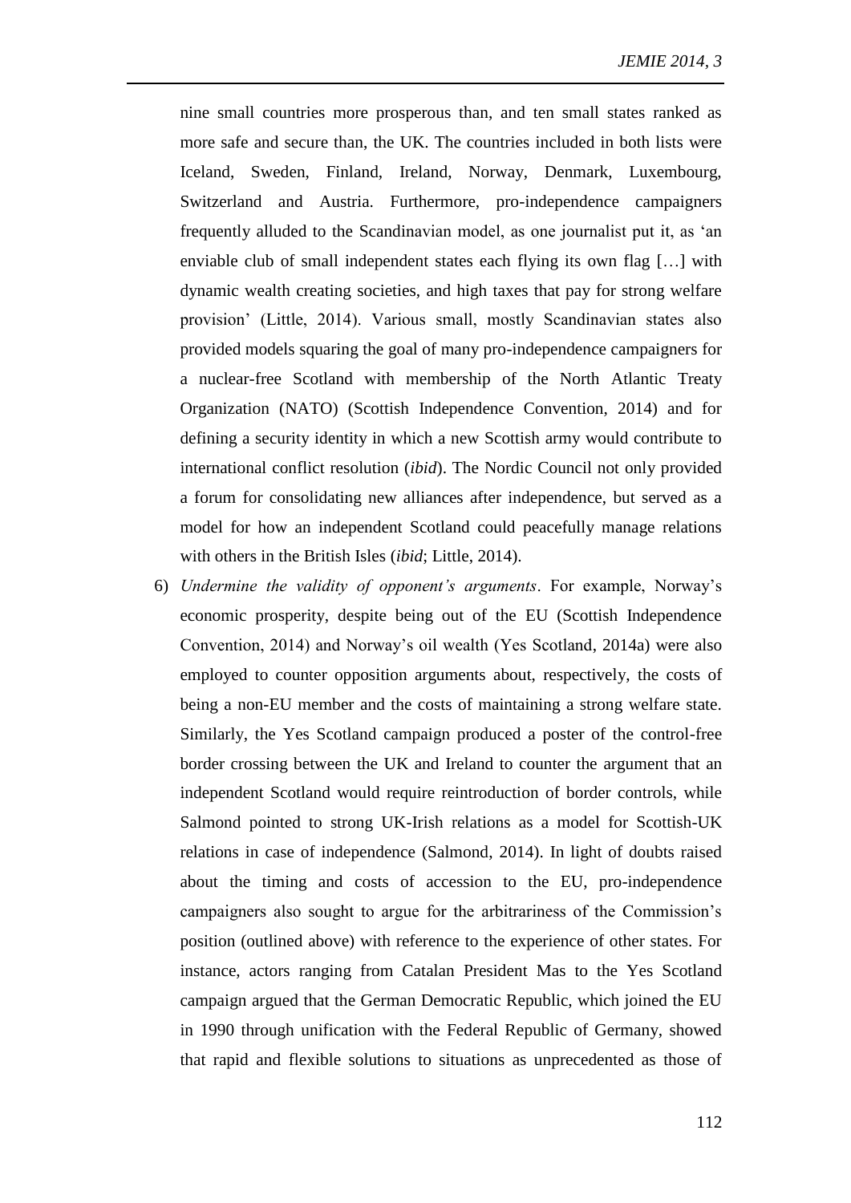nine small countries more prosperous than, and ten small states ranked as more safe and secure than, the UK. The countries included in both lists were Iceland, Sweden, Finland, Ireland, Norway, Denmark, Luxembourg, Switzerland and Austria. Furthermore, pro-independence campaigners frequently alluded to the Scandinavian model, as one journalist put it, as 'an enviable club of small independent states each flying its own flag […] with dynamic wealth creating societies, and high taxes that pay for strong welfare provision' (Little, 2014). Various small, mostly Scandinavian states also provided models squaring the goal of many pro-independence campaigners for a nuclear-free Scotland with membership of the North Atlantic Treaty Organization (NATO) (Scottish Independence Convention, 2014) and for defining a security identity in which a new Scottish army would contribute to international conflict resolution (*ibid*). The Nordic Council not only provided a forum for consolidating new alliances after independence, but served as a model for how an independent Scotland could peacefully manage relations with others in the British Isles (*ibid*; Little, 2014).

6) *Undermine the validity of opponent's arguments*. For example, Norway's economic prosperity, despite being out of the EU (Scottish Independence Convention, 2014) and Norway's oil wealth (Yes Scotland, 2014a) were also employed to counter opposition arguments about, respectively, the costs of being a non-EU member and the costs of maintaining a strong welfare state. Similarly, the Yes Scotland campaign produced a poster of the control-free border crossing between the UK and Ireland to counter the argument that an independent Scotland would require reintroduction of border controls, while Salmond pointed to strong UK-Irish relations as a model for Scottish-UK relations in case of independence (Salmond, 2014). In light of doubts raised about the timing and costs of accession to the EU, pro-independence campaigners also sought to argue for the arbitrariness of the Commission's position (outlined above) with reference to the experience of other states. For instance, actors ranging from Catalan President Mas to the Yes Scotland campaign argued that the German Democratic Republic, which joined the EU in 1990 through unification with the Federal Republic of Germany, showed that rapid and flexible solutions to situations as unprecedented as those of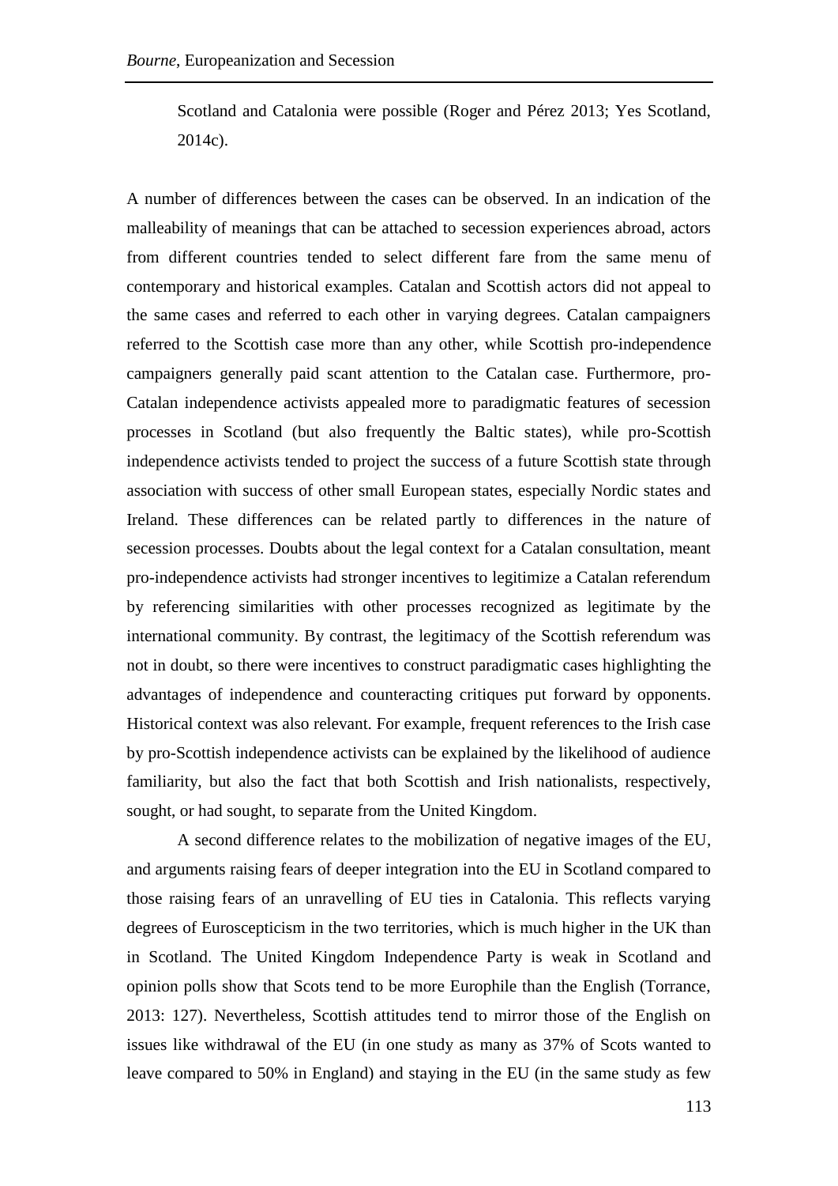Scotland and Catalonia were possible (Roger and Pérez 2013; Yes Scotland, 2014c).

A number of differences between the cases can be observed. In an indication of the malleability of meanings that can be attached to secession experiences abroad, actors from different countries tended to select different fare from the same menu of contemporary and historical examples. Catalan and Scottish actors did not appeal to the same cases and referred to each other in varying degrees. Catalan campaigners referred to the Scottish case more than any other, while Scottish pro-independence campaigners generally paid scant attention to the Catalan case. Furthermore, pro-Catalan independence activists appealed more to paradigmatic features of secession processes in Scotland (but also frequently the Baltic states), while pro-Scottish independence activists tended to project the success of a future Scottish state through association with success of other small European states, especially Nordic states and Ireland. These differences can be related partly to differences in the nature of secession processes. Doubts about the legal context for a Catalan consultation, meant pro-independence activists had stronger incentives to legitimize a Catalan referendum by referencing similarities with other processes recognized as legitimate by the international community. By contrast, the legitimacy of the Scottish referendum was not in doubt, so there were incentives to construct paradigmatic cases highlighting the advantages of independence and counteracting critiques put forward by opponents. Historical context was also relevant. For example, frequent references to the Irish case by pro-Scottish independence activists can be explained by the likelihood of audience familiarity, but also the fact that both Scottish and Irish nationalists, respectively, sought, or had sought, to separate from the United Kingdom.

A second difference relates to the mobilization of negative images of the EU, and arguments raising fears of deeper integration into the EU in Scotland compared to those raising fears of an unravelling of EU ties in Catalonia. This reflects varying degrees of Euroscepticism in the two territories, which is much higher in the UK than in Scotland. The United Kingdom Independence Party is weak in Scotland and opinion polls show that Scots tend to be more Europhile than the English (Torrance, 2013: 127). Nevertheless, Scottish attitudes tend to mirror those of the English on issues like withdrawal of the EU (in one study as many as 37% of Scots wanted to leave compared to 50% in England) and staying in the EU (in the same study as few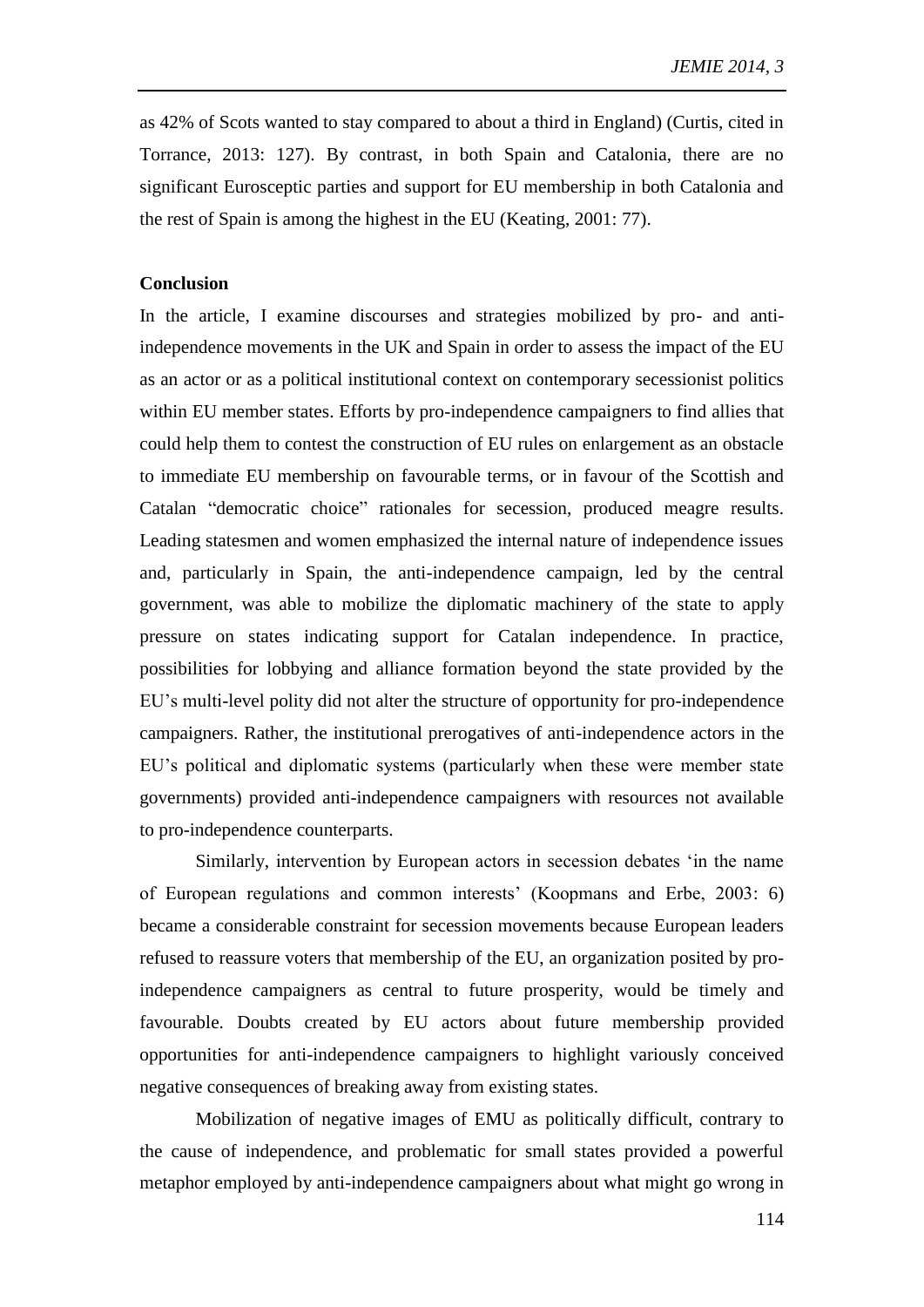as 42% of Scots wanted to stay compared to about a third in England) (Curtis, cited in Torrance, 2013: 127). By contrast, in both Spain and Catalonia, there are no significant Eurosceptic parties and support for EU membership in both Catalonia and the rest of Spain is among the highest in the EU (Keating, 2001: 77).

## Conclusion

In the article, I examine discourses and strategies mobilized by pro- and anti-independence movements in the UK and Spain in order to assess the impact of the EU as an actor or as a political institutional context on contemporary secessionist politics within EU member states. Efforts by pro-independence campaigners to find allies that could help them to contest the construction of EU rules on enlargement as an obstacle to immediate EU membership on favourable terms, or in favour of the Scottish and Catalan "democratic choice" rationales for secession, produced meagre results. Leading statesmen and women emphasized the internal nature of independence issues and, particularly in Spain, the anti-independence campaign, led by the central government, was able to mobilize the diplomatic machinery of the state to apply pressure on states indicating support for Catalan independence. In practice, possibilities for lobbying and alliance formation beyond the state provided by the EU's multi-level polity did not alter the structure of opportunity for pro-independence campaigners. Rather, the institutional prerogatives of anti-independence actors in the EU's political and diplomatic systems (particularly when these were member state governments) provided anti-independence campaigners with resources not available to pro-independence counterparts.

Similarly, intervention by European actors in secession debates 'in the name of European regulations and common interests' (Koopmans and Erbe, 2003: 6) became a considerable constraint for secession movements because European leaders refused to reassure voters that membership of the EU, an organization posited by pro-independence campaigners as central to future prosperity, would be timely and favourable. Doubts created by EU actors about future membership provided opportunities for anti-independence campaigners to highlight variously conceived negative consequences of breaking away from existing states.

Mobilization of negative images of EMU as politically difficult, contrary to the cause of independence, and problematic for small states provided a powerful metaphor employed by anti-independence campaigners about what might go wrong in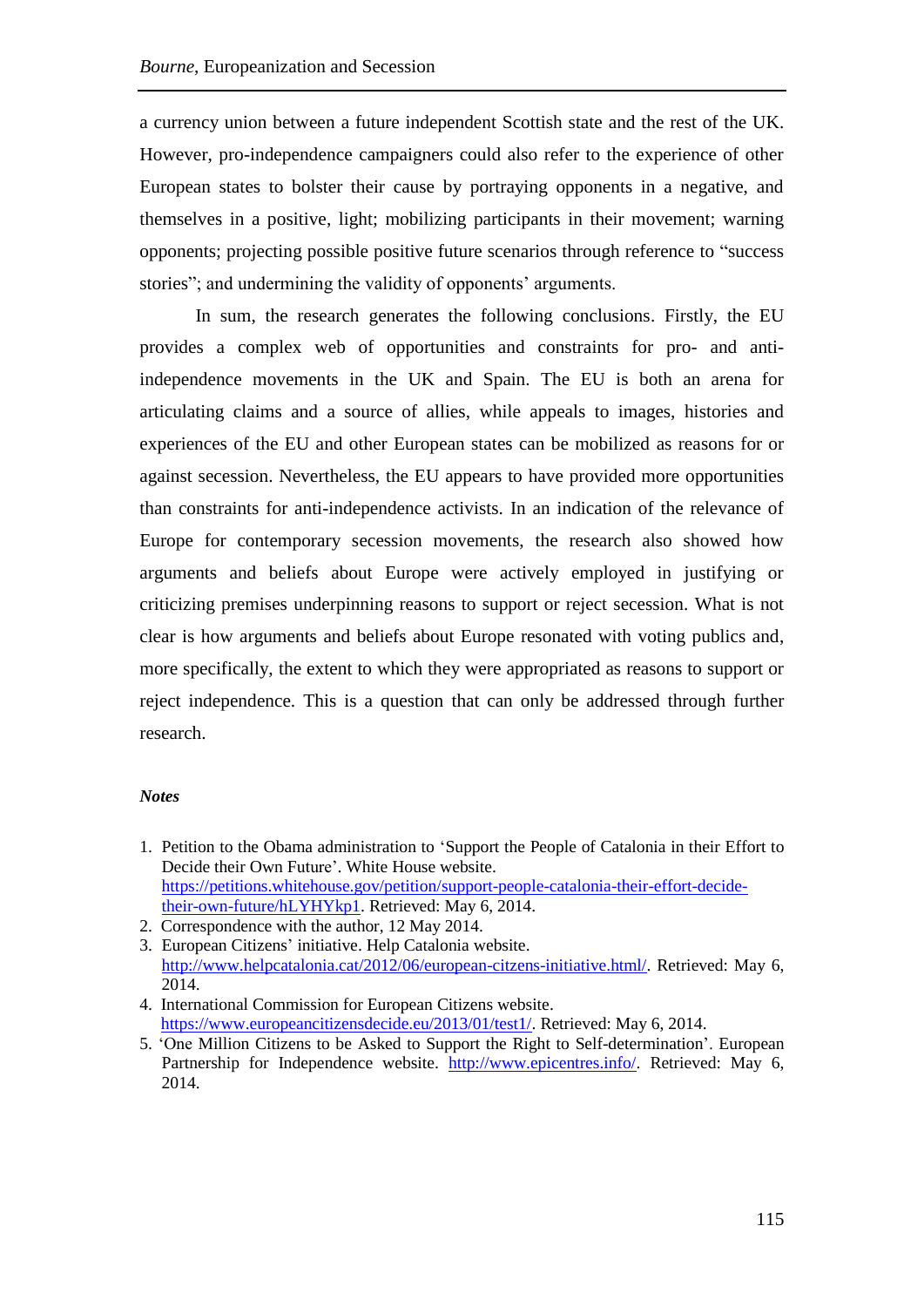a currency union between a future independent Scottish state and the rest of the UK. However, pro-independence campaigners could also refer to the experience of other European states to bolster their cause by portraying opponents in a negative, and themselves in a positive, light; mobilizing participants in their movement; warning opponents; projecting possible positive future scenarios through reference to "success stories"; and undermining the validity of opponents' arguments.

In sum, the research generates the following conclusions. Firstly, the EU provides a complex web of opportunities and constraints for pro- and anti-independence movements in the UK and Spain. The EU is both an arena for articulating claims and a source of allies, while appeals to images, histories and experiences of the EU and other European states can be mobilized as reasons for or against secession. Nevertheless, the EU appears to have provided more opportunities than constraints for anti-independence activists. In an indication of the relevance of Europe for contemporary secession movements, the research also showed how arguments and beliefs about Europe were actively employed in justifying or criticizing premises underpinning reasons to support or reject secession. What is not clear is how arguments and beliefs about Europe resonated with voting publics and, more specifically, the extent to which they were appropriated as reasons to support or reject independence. This is a question that can only be addressed through further research.

***Notes***

1. Petition to the Obama administration to 'Support the People of Catalonia in their Effort to Decide their Own Future'. White House website. https://petitions.whitehouse.gov/petition/support-people-catalonia-their-effort-decide-their-own-future/hLYHYkp1. Retrieved: May 6, 2014.
2. Correspondence with the author, 12 May 2014.
3. European Citizens' initiative. Help Catalonia website. http://www.helpcatalonia.cat/2012/06/european-citzens-initiative.html/. Retrieved: May 6, 2014.
4. International Commission for European Citizens website. https://www.europeancitizensdecide.eu/2013/01/test1/. Retrieved: May 6, 2014.
5. 'One Million Citizens to be Asked to Support the Right to Self-determination'. European Partnership for Independence website. http://www.epicentres.info/. Retrieved: May 6, 2014.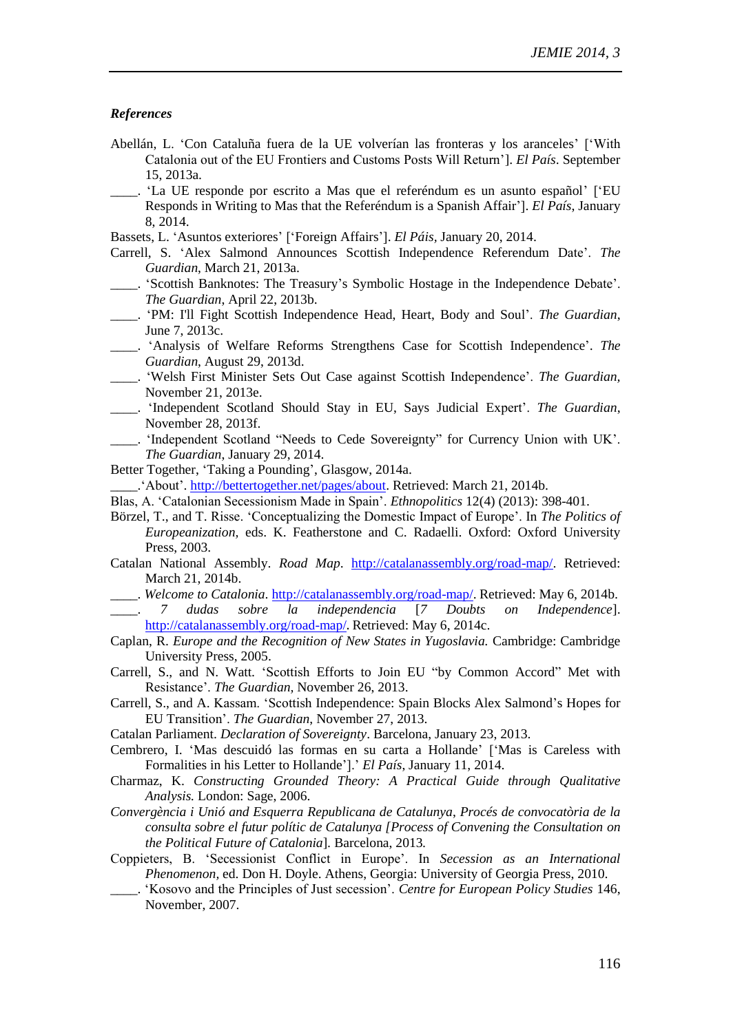### *References*

Abellán, L. 'Con Cataluña fuera de la UE volverían las fronteras y los aranceles' ['With Catalonia out of the EU Frontiers and Customs Posts Will Return']. *El País*. September 15, 2013a.

____. 'La UE responde por escrito a Mas que el referéndum es un asunto español' ['EU Responds in Writing to Mas that the Referéndum is a Spanish Affair']. *El País*, January 8, 2014.

Bassets, L. 'Asuntos exteriores' ['Foreign Affairs']. *El Páis*, January 20, 2014.

Carrell, S. 'Alex Salmond Announces Scottish Independence Referendum Date'. *The Guardian*, March 21, 2013a.

____. 'Scottish Banknotes: The Treasury's Symbolic Hostage in the Independence Debate'. *The Guardian*, April 22, 2013b.

____. 'PM: I'll Fight Scottish Independence Head, Heart, Body and Soul'. *The Guardian*, June 7, 2013c.

____. 'Analysis of Welfare Reforms Strengthens Case for Scottish Independence'. *The Guardian*, August 29, 2013d.

____. 'Welsh First Minister Sets Out Case against Scottish Independence'. *The Guardian*, November 21, 2013e.

____. 'Independent Scotland Should Stay in EU, Says Judicial Expert'. *The Guardian*, November 28, 2013f.

____. 'Independent Scotland "Needs to Cede Sovereignty" for Currency Union with UK'. *The Guardian*, January 29, 2014.

Better Together, 'Taking a Pounding', Glasgow, 2014a.

____.'About'. http://bettertogether.net/pages/about. Retrieved: March 21, 2014b.

Blas, A. 'Catalonian Secessionism Made in Spain'. *Ethnopolitics* 12(4) (2013): 398-401.

Börzel, T., and T. Risse. 'Conceptualizing the Domestic Impact of Europe'. In *The Politics of Europeanization,* eds. K. Featherstone and C. Radaelli. Oxford: Oxford University Press, 2003.

Catalan National Assembly. *Road Map*. http://catalanassembly.org/road-map/. Retrieved: March 21, 2014b.

____. *Welcome to Catalonia*. http://catalanassembly.org/road-map/. Retrieved: May 6, 2014b.

____. *7 dudas sobre la independencia* [*7 Doubts on Independence*]. http://catalanassembly.org/road-map/. Retrieved: May 6, 2014c.

Caplan, R. *Europe and the Recognition of New States in Yugoslavia.* Cambridge: Cambridge University Press, 2005.

Carrell, S., and N. Watt. 'Scottish Efforts to Join EU "by Common Accord" Met with Resistance'. *The Guardian,* November 26, 2013.

Carrell, S., and A. Kassam. 'Scottish Independence: Spain Blocks Alex Salmond's Hopes for EU Transition'. *The Guardian*, November 27, 2013.

Catalan Parliament. *Declaration of Sovereignty*. Barcelona, January 23, 2013.

Cembrero, I. 'Mas descuidó las formas en su carta a Hollande' ['Mas is Careless with Formalities in his Letter to Hollande'].' *El País*, January 11, 2014.

Charmaz, K. *Constructing Grounded Theory: A Practical Guide through Qualitative Analysis.* London: Sage, 2006.

*Convergència i Unió and Esquerra Republicana de Catalunya, Procés de convocatòria de la consulta sobre el futur polític de Catalunya [Process of Convening the Consultation on the Political Future of Catalonia*]. Barcelona, 2013.

Coppieters, B. 'Secessionist Conflict in Europe'. In *Secession as an International Phenomenon*, ed. Don H. Doyle. Athens, Georgia: University of Georgia Press, 2010.

____. 'Kosovo and the Principles of Just secession'. *Centre for European Policy Studies* 146, November, 2007.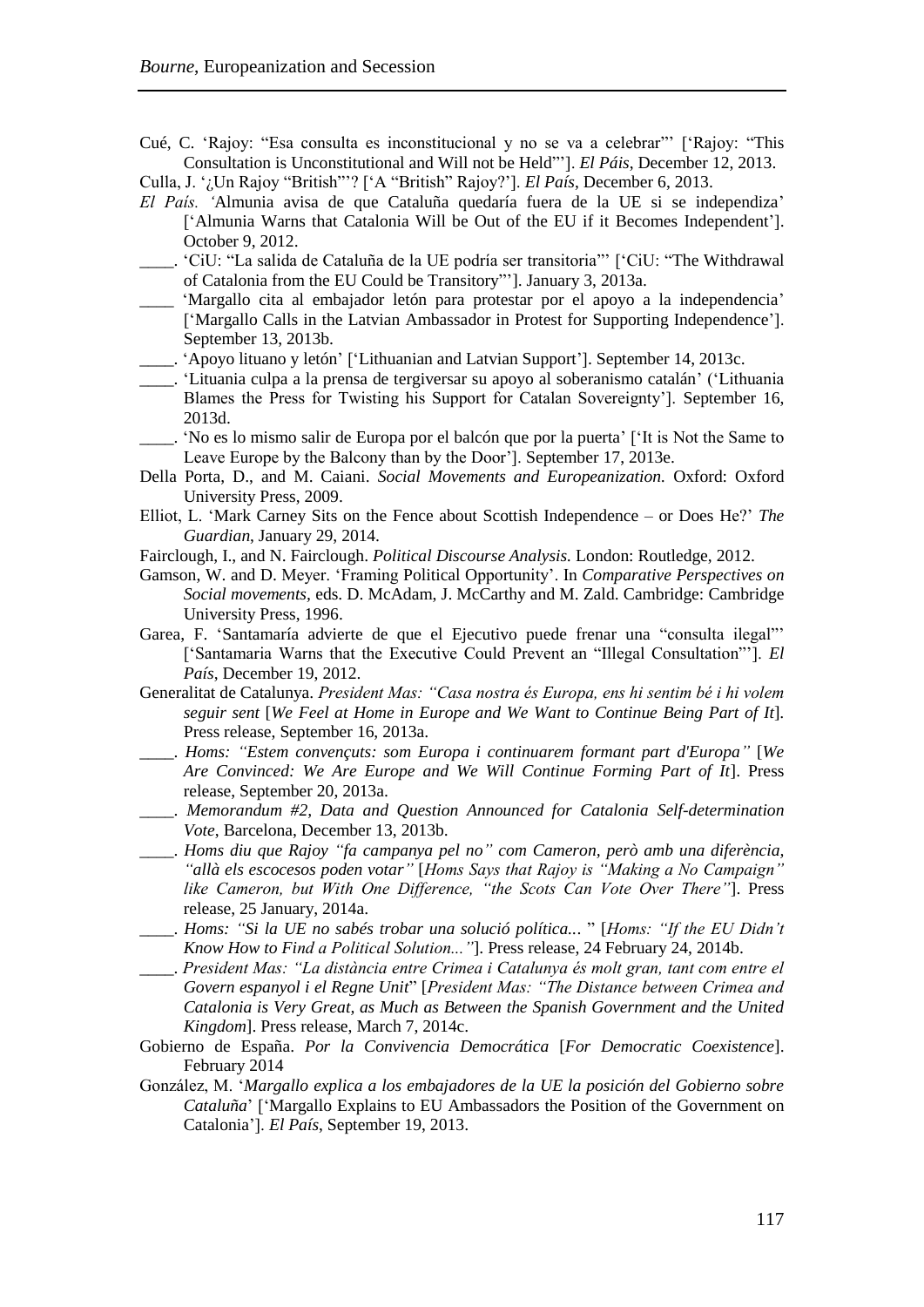Cué, C. 'Rajoy: "Esa consulta es inconstitucional y no se va a celebrar"' ['Rajoy: "This Consultation is Unconstitutional and Will not be Held"']. *El Páis*, December 12, 2013.

Culla, J. '¿Un Rajoy "British"'? ['A "British" Rajoy?']. *El País*, December 6, 2013.

*El País.* 'Almunia avisa de que Cataluña quedaría fuera de la UE si se independiza' ['Almunia Warns that Catalonia Will be Out of the EU if it Becomes Independent']. October 9, 2012.

____. 'CiU: "La salida de Cataluña de la UE podría ser transitoria"' ['CiU: "The Withdrawal of Catalonia from the EU Could be Transitory"']. January 3, 2013a.

____ 'Margallo cita al embajador letón para protestar por el apoyo a la independencia' ['Margallo Calls in the Latvian Ambassador in Protest for Supporting Independence']. September 13, 2013b.

____. 'Apoyo lituano y letón' ['Lithuanian and Latvian Support']. September 14, 2013c.

____. 'Lituania culpa a la prensa de tergiversar su apoyo al soberanismo catalán' ('Lithuania Blames the Press for Twisting his Support for Catalan Sovereignty']. September 16, 2013d.

____. 'No es lo mismo salir de Europa por el balcón que por la puerta' ['It is Not the Same to Leave Europe by the Balcony than by the Door']. September 17, 2013e.

Della Porta, D., and M. Caiani. *Social Movements and Europeanization.* Oxford: Oxford University Press, 2009.

Elliot, L. 'Mark Carney Sits on the Fence about Scottish Independence – or Does He?' *The Guardian*, January 29, 2014.

Fairclough, I., and N. Fairclough. *Political Discourse Analysis.* London: Routledge, 2012.

Gamson, W. and D. Meyer. 'Framing Political Opportunity'. In *Comparative Perspectives on Social movements*, eds. D. McAdam, J. McCarthy and M. Zald. Cambridge: Cambridge University Press, 1996.

Garea, F. 'Santamaría advierte de que el Ejecutivo puede frenar una "consulta ilegal"' ['Santamaria Warns that the Executive Could Prevent an "Illegal Consultation"']. *El País*, December 19, 2012.

Generalitat de Catalunya. *President Mas: "Casa nostra és Europa, ens hi sentim bé i hi volem seguir sent* [*We Feel at Home in Europe and We Want to Continue Being Part of It*]. Press release, September 16, 2013a.

____. *Homs: "Estem convençuts: som Europa i continuarem formant part d'Europa"* [*We Are Convinced: We Are Europe and We Will Continue Forming Part of It*]. Press release, September 20, 2013a.

____. *Memorandum #2, Data and Question Announced for Catalonia Self-determination Vote*, Barcelona, December 13, 2013b.

____. *Homs diu que Rajoy "fa campanya pel no" com Cameron, però amb una diferència, "allà els escocesos poden votar"* [*Homs Says that Rajoy is "Making a No Campaign" like Cameron, but With One Difference, "the Scots Can Vote Over There"*]. Press release, 25 January, 2014a.

____. *Homs: "Si la UE no sabés trobar una solució política...* " [*Homs: "If the EU Didn't Know How to Find a Political Solution..."*]. Press release, 24 February 24, 2014b.

____. *President Mas: "La distància entre Crimea i Catalunya és molt gran, tant com entre el Govern espanyol i el Regne Unit*" [*President Mas: "The Distance between Crimea and Catalonia is Very Great, as Much as Between the Spanish Government and the United Kingdom*]. Press release, March 7, 2014c.

Gobierno de España. *Por la Convivencia Democrática* [*For Democratic Coexistence*]. February 2014

González, M. '*Margallo explica a los embajadores de la UE la posición del Gobierno sobre Cataluña*' ['Margallo Explains to EU Ambassadors the Position of the Government on Catalonia']. *El País*, September 19, 2013.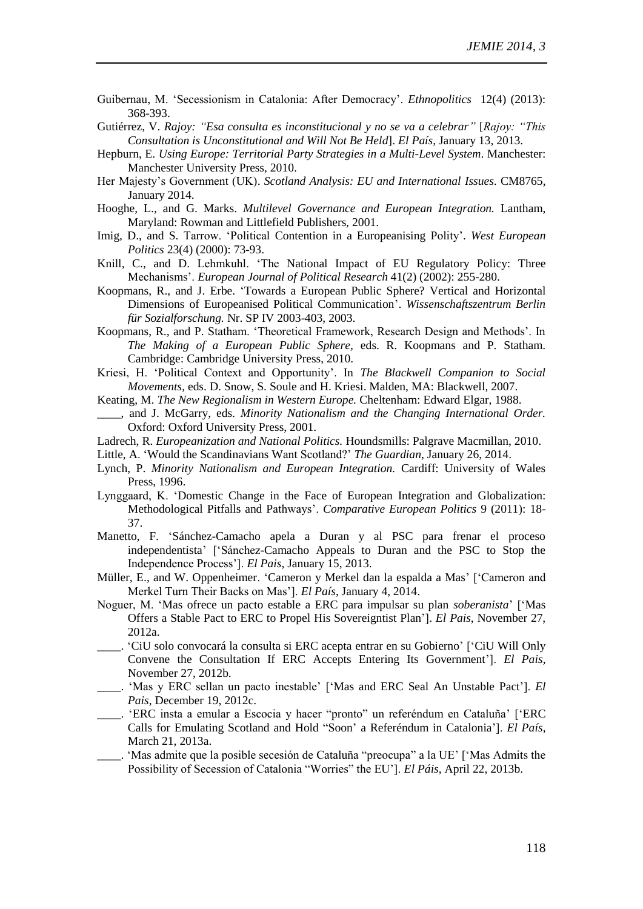Guibernau, M. 'Secessionism in Catalonia: After Democracy'. *Ethnopolitics* 12(4) (2013): 368-393.

Gutiérrez, V. *Rajoy: "Esa consulta es inconstitucional y no se va a celebrar"* [*Rajoy: "This Consultation is Unconstitutional and Will Not Be Held*]. *El País*, January 13, 2013.

Hepburn, E. *Using Europe: Territorial Party Strategies in a Multi-Level System*. Manchester: Manchester University Press, 2010.

Her Majesty's Government (UK). *Scotland Analysis: EU and International Issues*. CM8765, January 2014.

Hooghe, L., and G. Marks. *Multilevel Governance and European Integration.* Lantham, Maryland: Rowman and Littlefield Publishers, 2001.

Imig, D., and S. Tarrow. 'Political Contention in a Europeanising Polity'. *West European Politics* 23(4) (2000): 73-93.

Knill, C., and D. Lehmkuhl. 'The National Impact of EU Regulatory Policy: Three Mechanisms'. *European Journal of Political Research* 41(2) (2002): 255-280.

Koopmans, R., and J. Erbe. 'Towards a European Public Sphere? Vertical and Horizontal Dimensions of Europeanised Political Communication'. *Wissenschaftszentrum Berlin für Sozialforschung.* Nr. SP IV 2003-403, 2003.

Koopmans, R., and P. Statham. 'Theoretical Framework, Research Design and Methods'. In *The Making of a European Public Sphere,* eds. R. Koopmans and P. Statham. Cambridge: Cambridge University Press, 2010.

Kriesi, H. 'Political Context and Opportunity'. In *The Blackwell Companion to Social Movements*, eds. D. Snow, S. Soule and H. Kriesi. Malden, MA: Blackwell, 2007.

Keating, M. *The New Regionalism in Western Europe.* Cheltenham: Edward Elgar, 1988.

____, and J. McGarry, eds. *Minority Nationalism and the Changing International Order.* Oxford: Oxford University Press, 2001.

Ladrech, R. *Europeanization and National Politics.* Houndsmills: Palgrave Macmillan, 2010.

Little, A. 'Would the Scandinavians Want Scotland?' *The Guardian*, January 26, 2014.

Lynch, P. *Minority Nationalism and European Integration.* Cardiff: University of Wales Press, 1996.

Lynggaard, K. 'Domestic Change in the Face of European Integration and Globalization: Methodological Pitfalls and Pathways'. *Comparative European Politics* 9 (2011): 18-37.

Manetto, F. 'Sánchez-Camacho apela a Duran y al PSC para frenar el proceso independentista' ['Sánchez-Camacho Appeals to Duran and the PSC to Stop the Independence Process']. *El Pais*, January 15, 2013.

Müller, E., and W. Oppenheimer. 'Cameron y Merkel dan la espalda a Mas' ['Cameron and Merkel Turn Their Backs on Mas']. *El País*, January 4, 2014.

Noguer, M. 'Mas ofrece un pacto estable a ERC para impulsar su plan *soberanista*' ['Mas Offers a Stable Pact to ERC to Propel His Sovereigntist Plan']. *El Pais*, November 27, 2012a.

____. 'CiU solo convocará la consulta si ERC acepta entrar en su Gobierno' ['CiU Will Only Convene the Consultation If ERC Accepts Entering Its Government']. *El Pais*, November 27, 2012b.

____. 'Mas y ERC sellan un pacto inestable' ['Mas and ERC Seal An Unstable Pact']. *El Pais*, December 19, 2012c.

____. 'ERC insta a emular a Escocia y hacer "pronto" un referéndum en Cataluña' ['ERC Calls for Emulating Scotland and Hold "Soon" a Referéndum in Catalonia']. *El País*, March 21, 2013a.

____. 'Mas admite que la posible secesión de Cataluña "preocupa" a la UE' ['Mas Admits the Possibility of Secession of Catalonia "Worries" the EU']. *El Páis*, April 22, 2013b.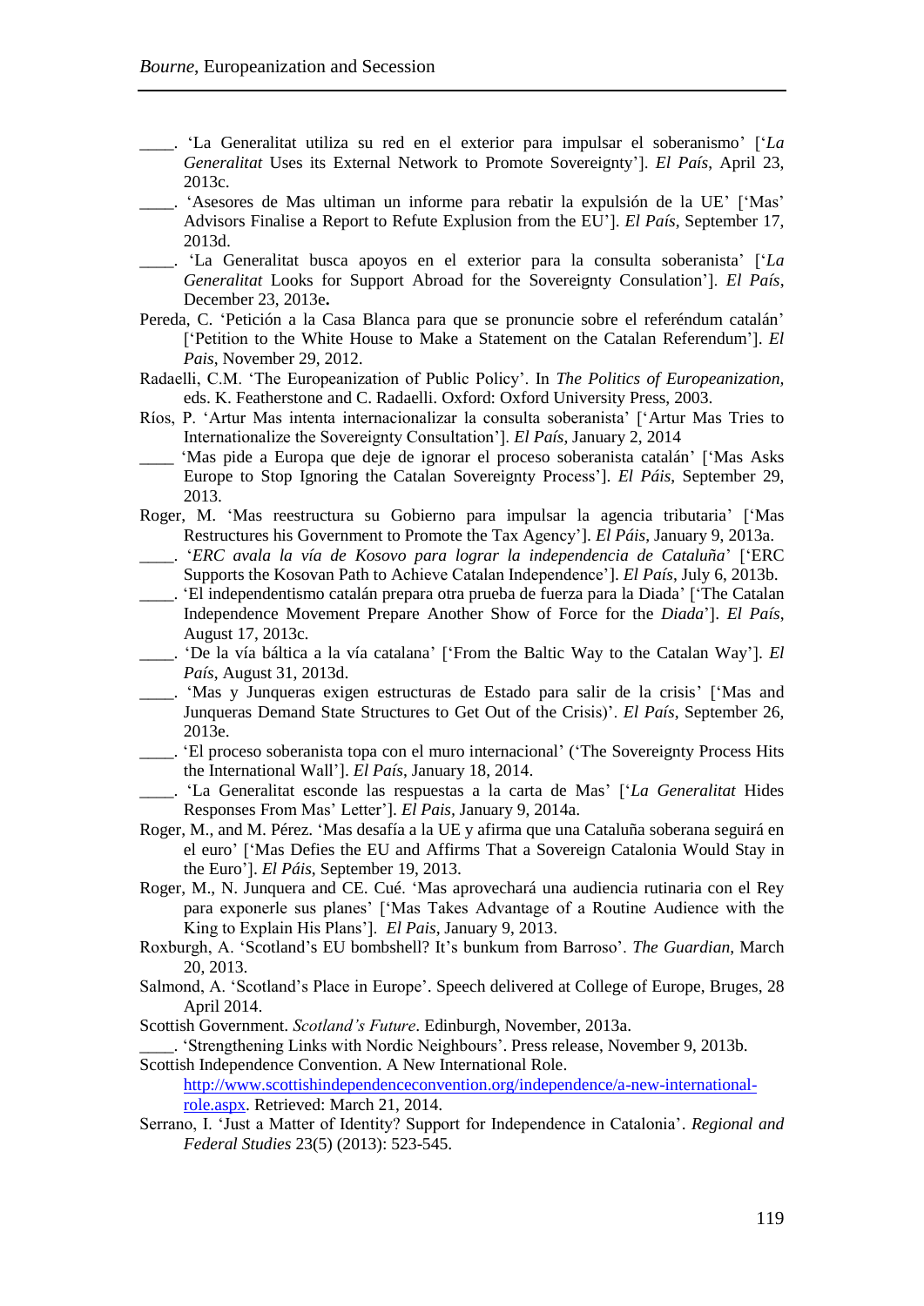____. 'La Generalitat utiliza su red en el exterior para impulsar el soberanismo' ['*La Generalitat* Uses its External Network to Promote Sovereignty']. *El País*, April 23, 2013c.

____. 'Asesores de Mas ultiman un informe para rebatir la expulsión de la UE' ['Mas' Advisors Finalise a Report to Refute Explusion from the EU']. *El País*, September 17, 2013d.

____. 'La Generalitat busca apoyos en el exterior para la consulta soberanista' ['*La Generalitat* Looks for Support Abroad for the Sovereignty Consulation']. *El País*, December 23, 2013e**.**

Pereda, C. 'Petición a la Casa Blanca para que se pronuncie sobre el referéndum catalán' ['Petition to the White House to Make a Statement on the Catalan Referendum']. *El Pais*, November 29, 2012.

Radaelli, C.M. 'The Europeanization of Public Policy'. In *The Politics of Europeanization*, eds. K. Featherstone and C. Radaelli. Oxford: Oxford University Press, 2003.

Ríos, P. 'Artur Mas intenta internacionalizar la consulta soberanista' ['Artur Mas Tries to Internationalize the Sovereignty Consultation']. *El País*, January 2, 2014

____ 'Mas pide a Europa que deje de ignorar el proceso soberanista catalán' ['Mas Asks Europe to Stop Ignoring the Catalan Sovereignty Process']. *El Páis*, September 29, 2013.

Roger, M. 'Mas reestructura su Gobierno para impulsar la agencia tributaria' ['Mas Restructures his Government to Promote the Tax Agency']. *El Páis*, January 9, 2013a.

____. '*ERC avala la vía de Kosovo para lograr la independencia de Cataluña*' ['ERC Supports the Kosovan Path to Achieve Catalan Independence']. *El País*, July 6, 2013b.

____. 'El independentismo catalán prepara otra prueba de fuerza para la Diada' ['The Catalan Independence Movement Prepare Another Show of Force for the *Diada*']. *El País*, August 17, 2013c.

____. 'De la vía báltica a la vía catalana' ['From the Baltic Way to the Catalan Way']. *El País*, August 31, 2013d.

____. 'Mas y Junqueras exigen estructuras de Estado para salir de la crisis' ['Mas and Junqueras Demand State Structures to Get Out of the Crisis)'. *El País*, September 26, 2013e.

____. 'El proceso soberanista topa con el muro internacional' ('The Sovereignty Process Hits the International Wall']. *El País*, January 18, 2014.

____. 'La Generalitat esconde las respuestas a la carta de Mas' ['*La Generalitat* Hides Responses From Mas' Letter']. *El Pais*, January 9, 2014a.

Roger, M., and M. Pérez. 'Mas desafía a la UE y afirma que una Cataluña soberana seguirá en el euro' ['Mas Defies the EU and Affirms That a Sovereign Catalonia Would Stay in the Euro']. *El Páis*, September 19, 2013.

Roger, M., N. Junquera and CE. Cué. 'Mas aprovechará una audiencia rutinaria con el Rey para exponerle sus planes' ['Mas Takes Advantage of a Routine Audience with the King to Explain His Plans']. *El Pais*, January 9, 2013.

Roxburgh, A. 'Scotland's EU bombshell? It's bunkum from Barroso'. *The Guardian*, March 20, 2013.

Salmond, A. 'Scotland's Place in Europe'. Speech delivered at College of Europe, Bruges, 28 April 2014.

Scottish Government. *Scotland's Future*. Edinburgh, November, 2013a.

____. 'Strengthening Links with Nordic Neighbours'. Press release, November 9, 2013b.

Scottish Independence Convention. A New International Role. http://www.scottishindependenceconvention.org/independence/a-new-international-role.aspx. Retrieved: March 21, 2014.

Serrano, I. 'Just a Matter of Identity? Support for Independence in Catalonia'. *Regional and Federal Studies* 23(5) (2013): 523-545.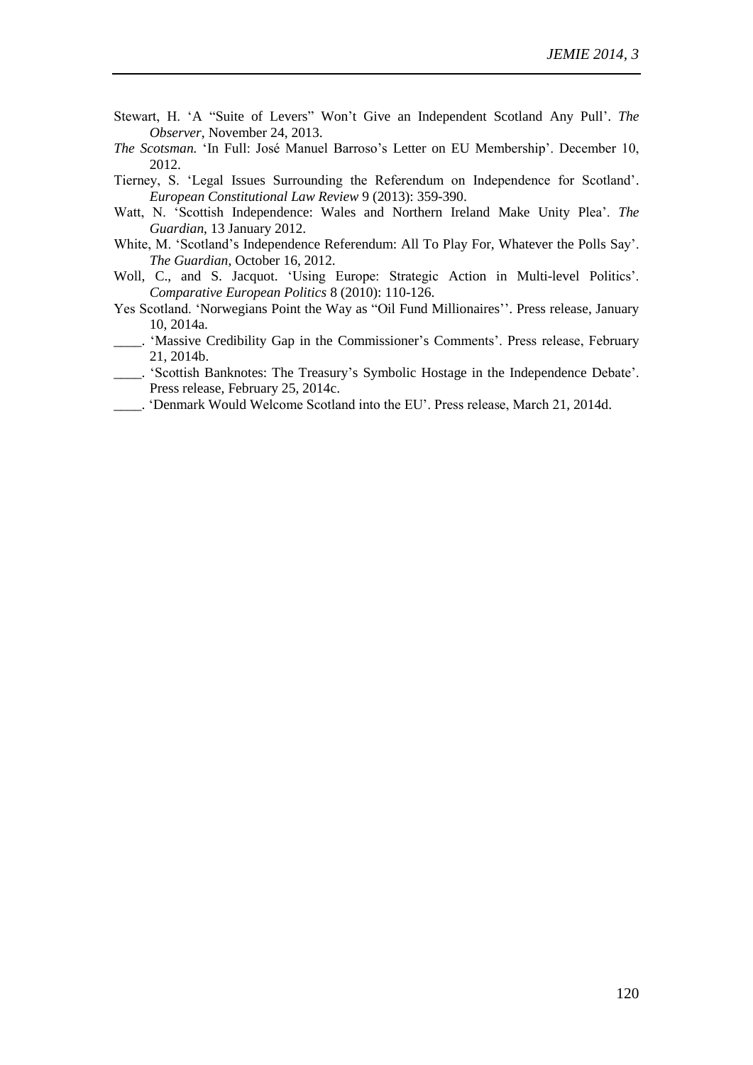Stewart, H. 'A "Suite of Levers" Won't Give an Independent Scotland Any Pull'. *The Observer*, November 24, 2013.

*The Scotsman.* 'In Full: José Manuel Barroso's Letter on EU Membership'. December 10, 2012.

Tierney, S. 'Legal Issues Surrounding the Referendum on Independence for Scotland'. *European Constitutional Law Review* 9 (2013): 359-390.

Watt, N. 'Scottish Independence: Wales and Northern Ireland Make Unity Plea'. *The Guardian*, 13 January 2012.

White, M. 'Scotland's Independence Referendum: All To Play For, Whatever the Polls Say'. *The Guardian*, October 16, 2012.

Woll, C., and S. Jacquot. 'Using Europe: Strategic Action in Multi-level Politics'. *Comparative European Politics* 8 (2010): 110-126.

Yes Scotland. 'Norwegians Point the Way as "Oil Fund Millionaires''. Press release, January 10, 2014a.

____. 'Massive Credibility Gap in the Commissioner's Comments'. Press release, February 21, 2014b.

____. 'Scottish Banknotes: The Treasury's Symbolic Hostage in the Independence Debate'. Press release, February 25, 2014c.

____. 'Denmark Would Welcome Scotland into the EU'. Press release, March 21, 2014d.